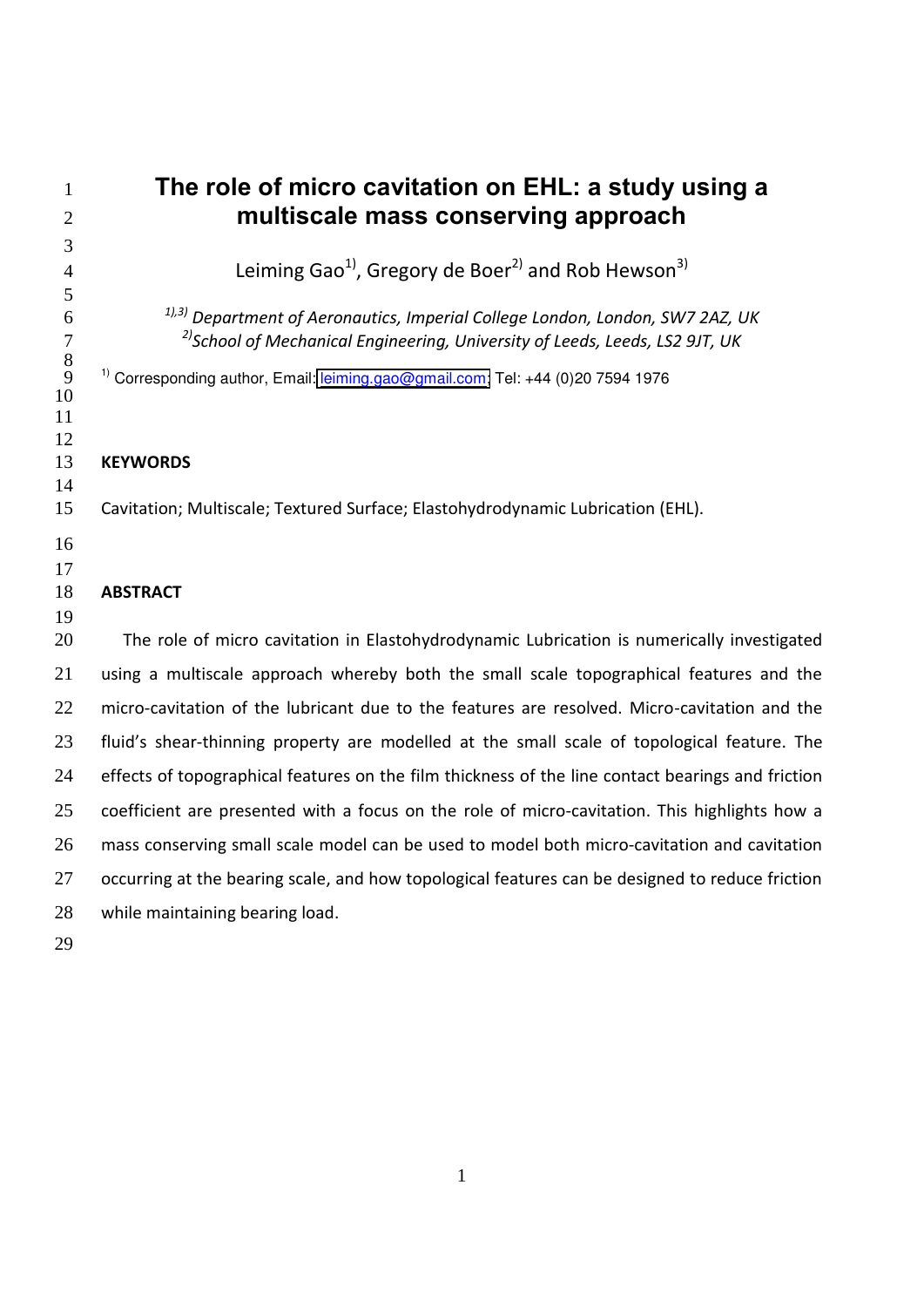# The role of micro cavitation on EHL: a study using a multiscale mass conserving approach

Leiming Gao[1)], Gregory de Boer[2)] and Rob Hewson[3)]

*[1),3)] Department of Aeronautics, Imperial College London, London, SW7 2AZ, UK*
*[2)]School of Mechanical Engineering, University of Leeds, Leeds, LS2 9JT, UK*

[1)] Corresponding author, Email: leiming.gao@gmail.com; Tel: +44 (0)20 7594 1976

**KEYWORDS**

Cavitation; Multiscale; Textured Surface; Elastohydrodynamic Lubrication (EHL).

**ABSTRACT**

The role of micro cavitation in Elastohydrodynamic Lubrication is numerically investigated using a multiscale approach whereby both the small scale topographical features and the micro-cavitation of the lubricant due to the features are resolved. Micro-cavitation and the fluid's shear-thinning property are modelled at the small scale of topological feature. The effects of topographical features on the film thickness of the line contact bearings and friction coefficient are presented with a focus on the role of micro-cavitation. This highlights how a mass conserving small scale model can be used to model both micro-cavitation and cavitation occurring at the bearing scale, and how topological features can be designed to reduce friction while maintaining bearing load.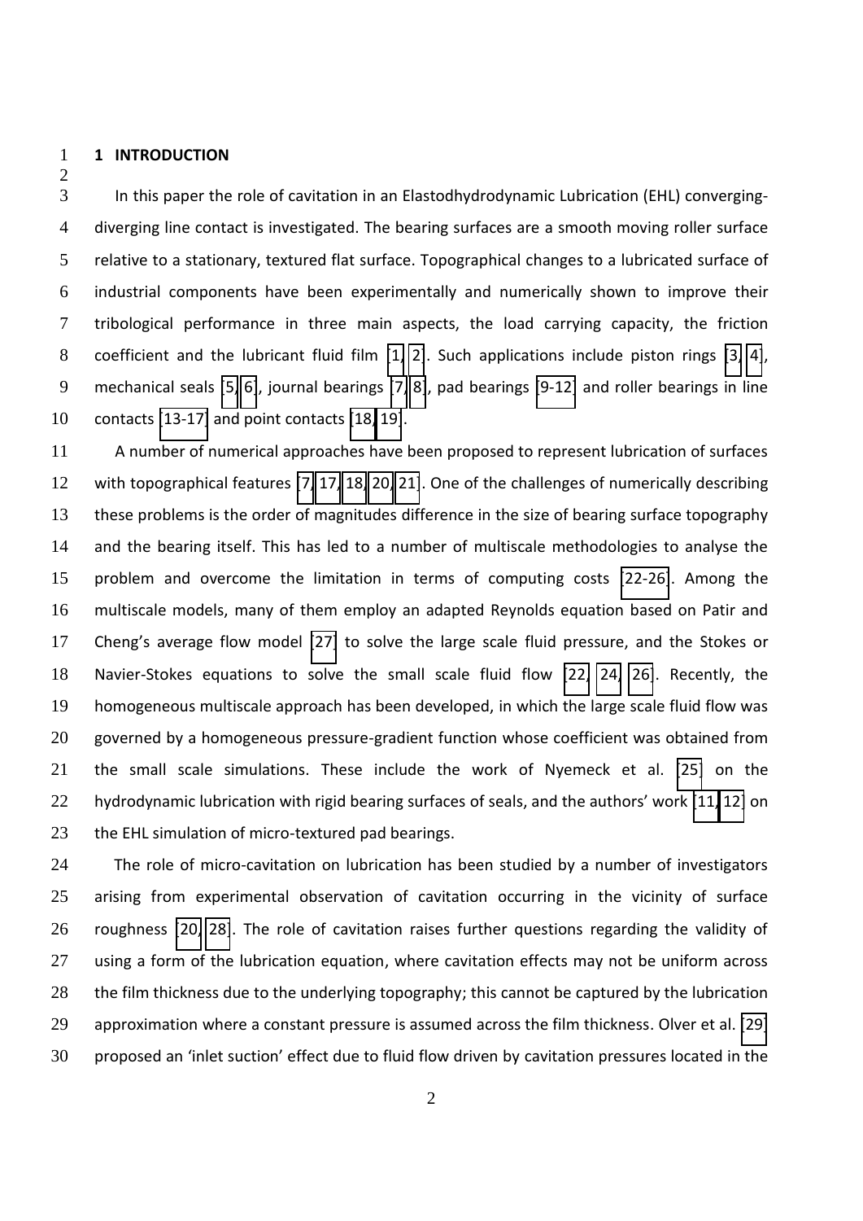# 1 INTRODUCTION

In this paper the role of cavitation in an Elastodhydrodynamic Lubrication (EHL) converging-diverging line contact is investigated. The bearing surfaces are a smooth moving roller surface relative to a stationary, textured flat surface. Topographical changes to a lubricated surface of industrial components have been experimentally and numerically shown to improve their tribological performance in three main aspects, the load carrying capacity, the friction coefficient and the lubricant fluid film [1, 2]. Such applications include piston rings [3, 4], mechanical seals [5, 6], journal bearings [7, 8], pad bearings [9-12] and roller bearings in line contacts [13-17] and point contacts [18, 19].

A number of numerical approaches have been proposed to represent lubrication of surfaces with topographical features [7, 17, 18, 20, 21]. One of the challenges of numerically describing these problems is the order of magnitudes difference in the size of bearing surface topography and the bearing itself. This has led to a number of multiscale methodologies to analyse the problem and overcome the limitation in terms of computing costs [22-26]. Among the multiscale models, many of them employ an adapted Reynolds equation based on Patir and Cheng's average flow model [27] to solve the large scale fluid pressure, and the Stokes or Navier-Stokes equations to solve the small scale fluid flow [22, 24, 26]. Recently, the homogeneous multiscale approach has been developed, in which the large scale fluid flow was governed by a homogeneous pressure-gradient function whose coefficient was obtained from the small scale simulations. These include the work of Nyemeck et al. [25] on the hydrodynamic lubrication with rigid bearing surfaces of seals, and the authors' work [11, 12] on the EHL simulation of micro-textured pad bearings.

The role of micro-cavitation on lubrication has been studied by a number of investigators arising from experimental observation of cavitation occurring in the vicinity of surface roughness [20, 28]. The role of cavitation raises further questions regarding the validity of using a form of the lubrication equation, where cavitation effects may not be uniform across the film thickness due to the underlying topography; this cannot be captured by the lubrication approximation where a constant pressure is assumed across the film thickness. Olver et al. [29] proposed an 'inlet suction' effect due to fluid flow driven by cavitation pressures located in the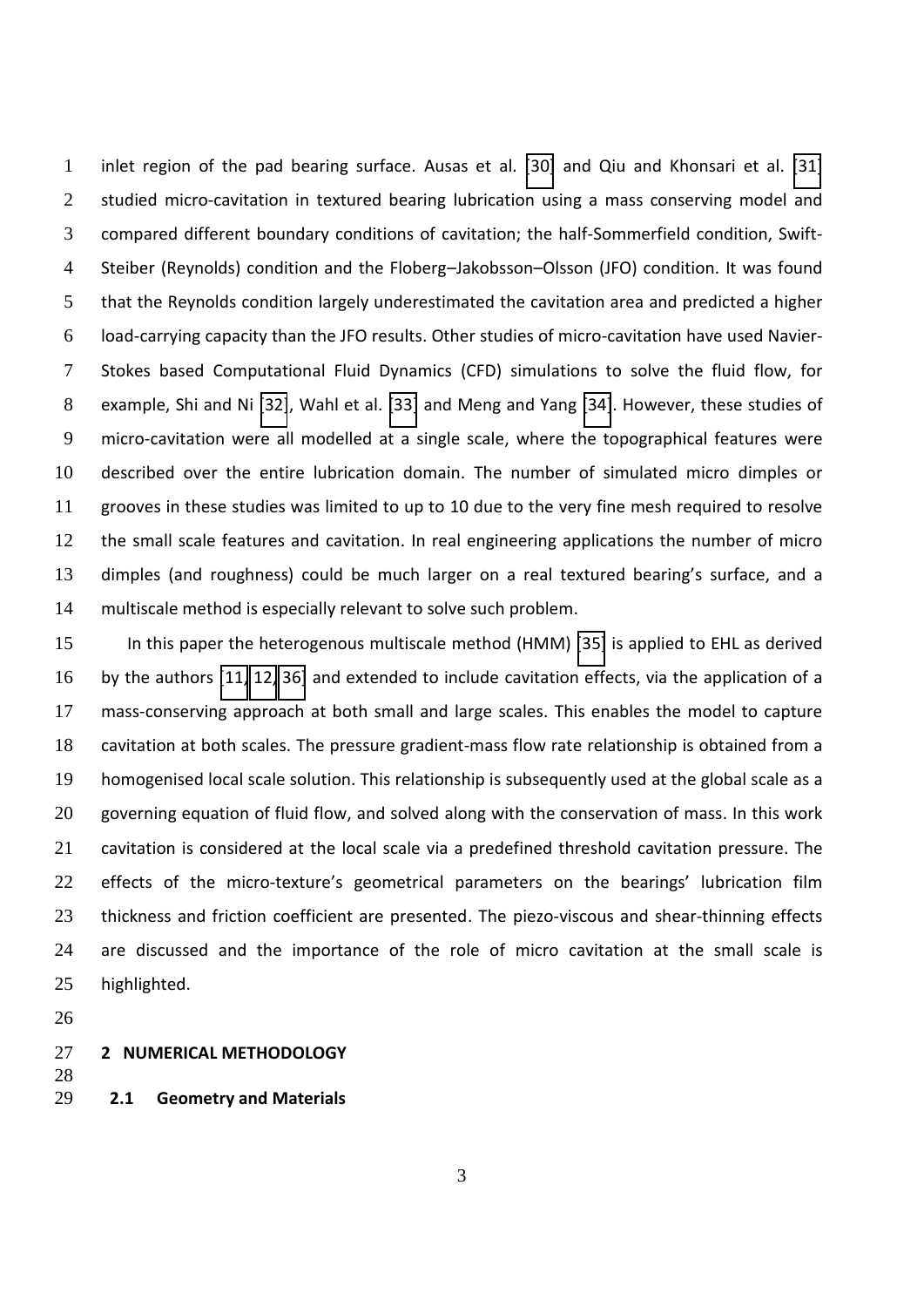inlet region of the pad bearing surface. Ausas et al. [30] and Qiu and Khonsari et al. [31] studied micro-cavitation in textured bearing lubrication using a mass conserving model and compared different boundary conditions of cavitation; the half-Sommerfield condition, Swift-Steiber (Reynolds) condition and the Floberg–Jakobsson–Olsson (JFO) condition. It was found that the Reynolds condition largely underestimated the cavitation area and predicted a higher load-carrying capacity than the JFO results. Other studies of micro-cavitation have used Navier-Stokes based Computational Fluid Dynamics (CFD) simulations to solve the fluid flow, for example, Shi and Ni [32], Wahl et al. [33] and Meng and Yang [34]. However, these studies of micro-cavitation were all modelled at a single scale, where the topographical features were described over the entire lubrication domain. The number of simulated micro dimples or grooves in these studies was limited to up to 10 due to the very fine mesh required to resolve the small scale features and cavitation. In real engineering applications the number of micro dimples (and roughness) could be much larger on a real textured bearing's surface, and a multiscale method is especially relevant to solve such problem.

In this paper the heterogenous multiscale method (HMM) [35] is applied to EHL as derived by the authors [11, 12, 36] and extended to include cavitation effects, via the application of a mass-conserving approach at both small and large scales. This enables the model to capture cavitation at both scales. The pressure gradient-mass flow rate relationship is obtained from a homogenised local scale solution. This relationship is subsequently used at the global scale as a governing equation of fluid flow, and solved along with the conservation of mass. In this work cavitation is considered at the local scale via a predefined threshold cavitation pressure. The effects of the micro-texture's geometrical parameters on the bearings' lubrication film thickness and friction coefficient are presented. The piezo-viscous and shear-thinning effects are discussed and the importance of the role of micro cavitation at the small scale is highlighted.

## 2 NUMERICAL METHODOLOGY

### 2.1 Geometry and Materials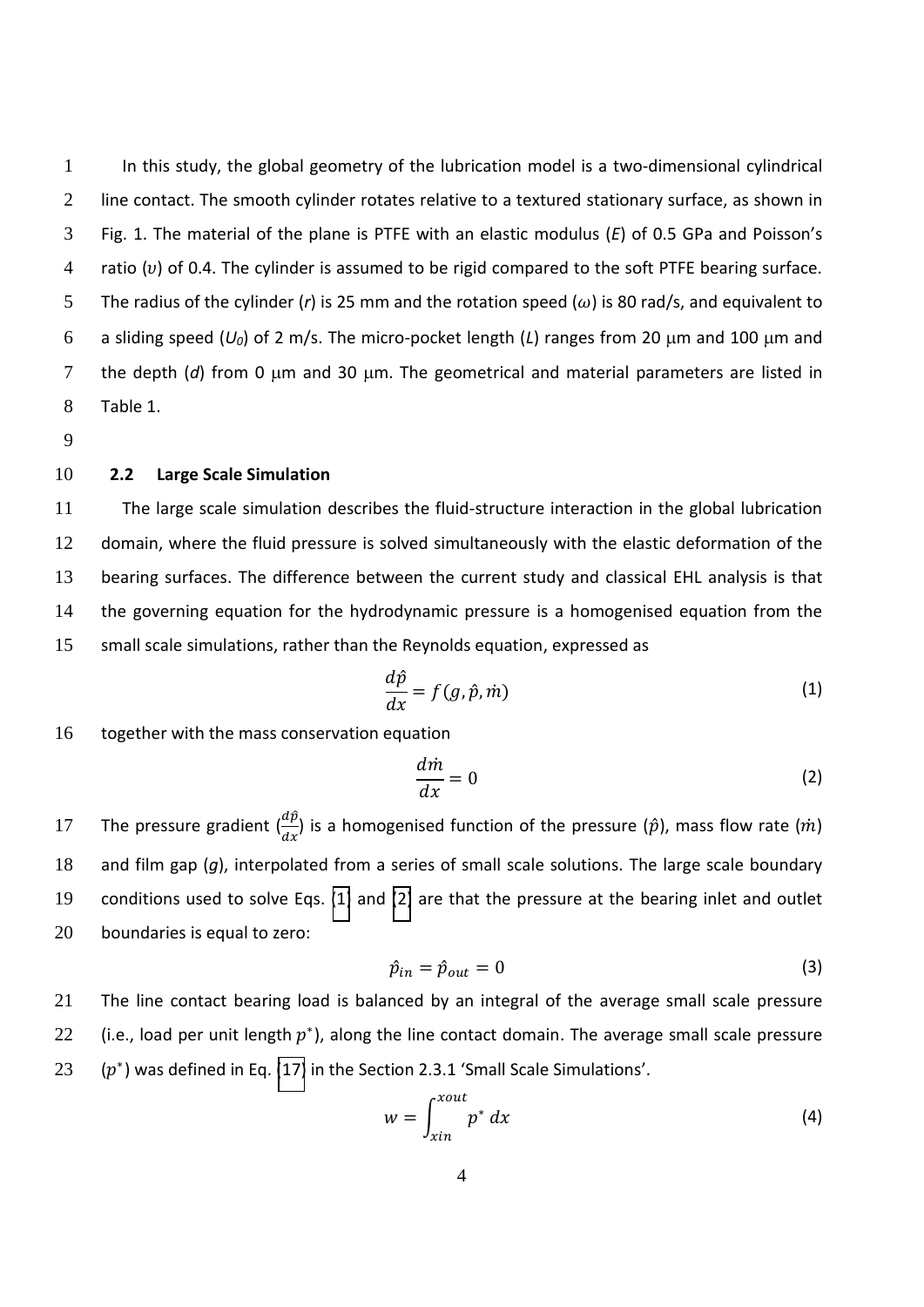In this study, the global geometry of the lubrication model is a two-dimensional cylindrical line contact. The smooth cylinder rotates relative to a textured stationary surface, as shown in Fig. 1. The material of the plane is PTFE with an elastic modulus ($E$) of 0.5 GPa and Poisson's ratio ($\upsilon$) of 0.4. The cylinder is assumed to be rigid compared to the soft PTFE bearing surface. The radius of the cylinder ($r$) is 25 mm and the rotation speed ($\omega$) is 80 rad/s, and equivalent to a sliding speed ($U_0$) of 2 m/s. The micro-pocket length ($L$) ranges from 20 μm and 100 μm and the depth ($d$) from 0 μm and 30 μm. The geometrical and material parameters are listed in Table 1.

## 2.2 Large Scale Simulation

The large scale simulation describes the fluid-structure interaction in the global lubrication domain, where the fluid pressure is solved simultaneously with the elastic deformation of the bearing surfaces. The difference between the current study and classical EHL analysis is that the governing equation for the hydrodynamic pressure is a homogenised equation from the small scale simulations, rather than the Reynolds equation, expressed as

$$\frac{d\hat{p}}{dx} = f(g, \hat{p}, \dot{m}) \tag{1}$$

together with the mass conservation equation

$$\frac{d\dot{m}}{dx} = 0 \tag{2}$$

The pressure gradient ($\frac{d\hat{p}}{dx}$) is a homogenised function of the pressure ($\hat{p}$), mass flow rate ($\dot{m}$) and film gap ($g$), interpolated from a series of small scale solutions. The large scale boundary conditions used to solve Eqs. (1) and (2) are that the pressure at the bearing inlet and outlet boundaries is equal to zero:

$$\hat{p}_{in} = \hat{p}_{out} = 0 \tag{3}$$

The line contact bearing load is balanced by an integral of the average small scale pressure (i.e., load per unit length $p^*$), along the line contact domain. The average small scale pressure ($p^*$) was defined in Eq. (17) in the Section 2.3.1 'Small Scale Simulations'.

$$w = \int_{xin}^{xout} p^* \, dx \tag{4}$$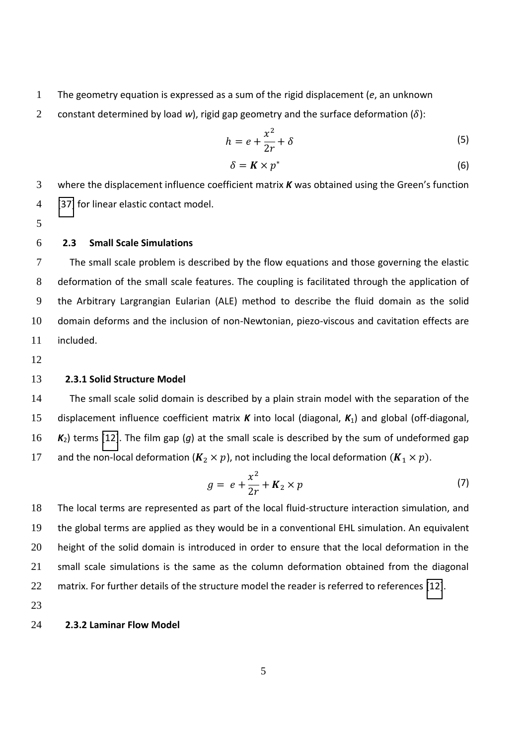The geometry equation is expressed as a sum of the rigid displacement ($e$, an unknown constant determined by load $w$), rigid gap geometry and the surface deformation ($\delta$):

$$h = e + \frac{x^2}{2r} + \delta \tag{5}$$

$$\delta = \boldsymbol{K} \times p^* \tag{6}$$

where the displacement influence coefficient matrix $\boldsymbol{K}$ was obtained using the Green's function [37] for linear elastic contact model.

### 2.3 Small Scale Simulations

The small scale problem is described by the flow equations and those governing the elastic deformation of the small scale features. The coupling is facilitated through the application of the Arbitrary Largrangian Eularian (ALE) method to describe the fluid domain as the solid domain deforms and the inclusion of non-Newtonian, piezo-viscous and cavitation effects are included.

#### 2.3.1 Solid Structure Model

The small scale solid domain is described by a plain strain model with the separation of the displacement influence coefficient matrix $\boldsymbol{K}$ into local (diagonal, $\boldsymbol{K}_1$) and global (off-diagonal, $\boldsymbol{K}_2$) terms [12]. The film gap ($g$) at the small scale is described by the sum of undeformed gap and the non-local deformation ($\boldsymbol{K}_2 \times p$), not including the local deformation ($\boldsymbol{K}_1 \times p$).

$$g = e + \frac{x^2}{2r} + \boldsymbol{K}_2 \times p \tag{7}$$

The local terms are represented as part of the local fluid-structure interaction simulation, and the global terms are applied as they would be in a conventional EHL simulation. An equivalent height of the solid domain is introduced in order to ensure that the local deformation in the small scale simulations is the same as the column deformation obtained from the diagonal matrix. For further details of the structure model the reader is referred to references [12].

#### 2.3.2 Laminar Flow Model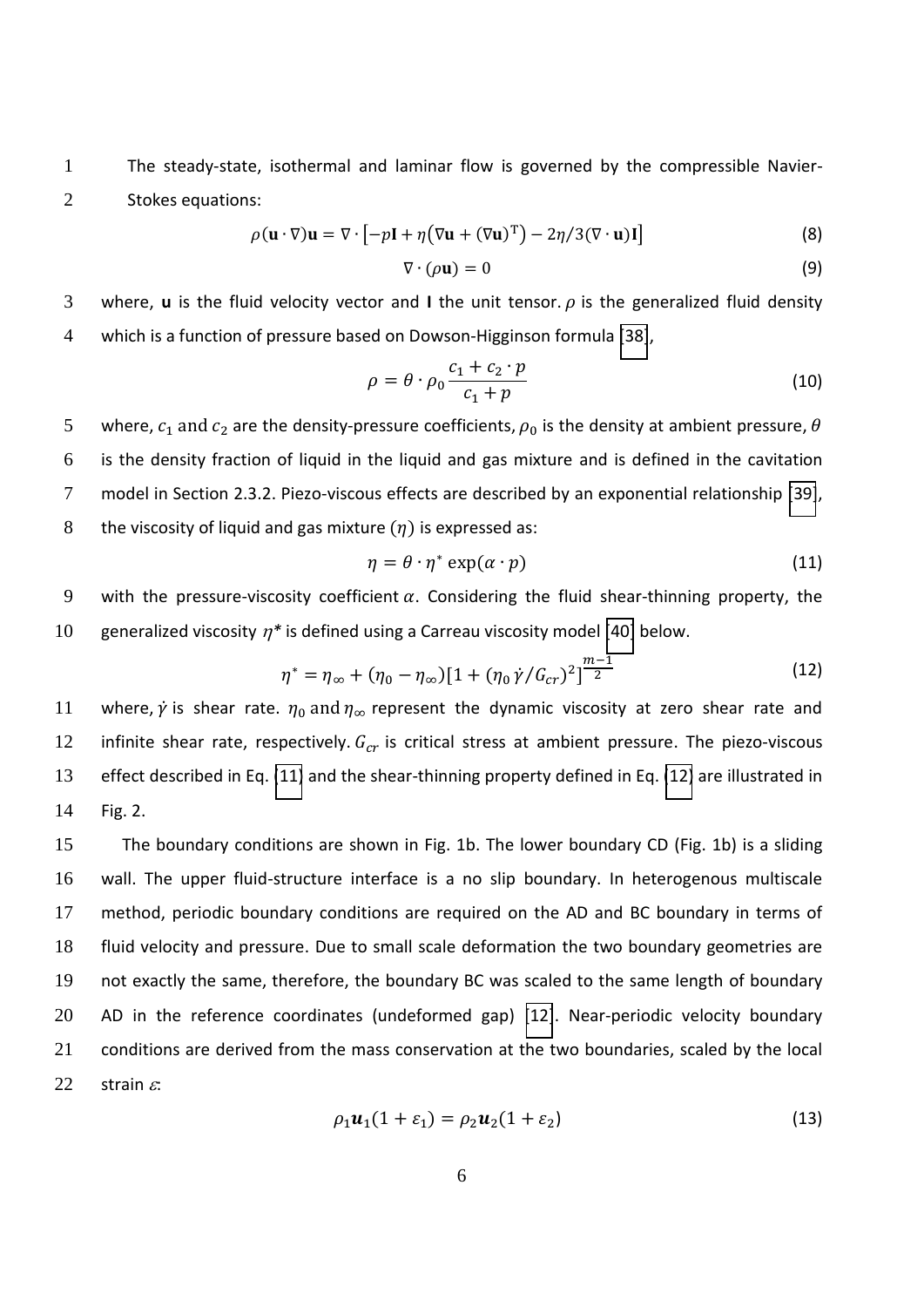The steady-state, isothermal and laminar flow is governed by the compressible Navier-Stokes equations:

$$\rho(\mathbf{u}\cdot\nabla)\mathbf{u} = \nabla\cdot\left[-p\mathbf{I} + \eta\left(\nabla\mathbf{u} + (\nabla\mathbf{u})^{\mathrm{T}}\right) - 2\eta/3(\nabla\cdot\mathbf{u})\mathbf{I}\right] \tag{8}$$

$$\nabla\cdot(\rho\mathbf{u}) = 0 \tag{9}$$

where, **u** is the fluid velocity vector and **I** the unit tensor. $\rho$ is the generalized fluid density which is a function of pressure based on Dowson-Higginson formula [38],

$$\rho = \theta\cdot\rho_0\frac{c_1 + c_2\cdot p}{c_1 + p} \tag{10}$$

where, $c_1$ and $c_2$ are the density-pressure coefficients, $\rho_0$ is the density at ambient pressure, $\theta$ is the density fraction of liquid in the liquid and gas mixture and is defined in the cavitation model in Section 2.3.2. Piezo-viscous effects are described by an exponential relationship [39], the viscosity of liquid and gas mixture ($\eta$) is expressed as:

$$\eta = \theta\cdot\eta^{*}\exp(\alpha\cdot p) \tag{11}$$

with the pressure-viscosity coefficient $\alpha$. Considering the fluid shear-thinning property, the generalized viscosity $\eta^{*}$ is defined using a Carreau viscosity model [40] below.

$$\eta^{*} = \eta_{\infty} + (\eta_0 - \eta_{\infty})[1 + (\eta_0\,\dot{\gamma}/G_{cr})^2]^{\frac{m-1}{2}} \tag{12}$$

where, $\dot{\gamma}$ is shear rate. $\eta_0$ and $\eta_{\infty}$ represent the dynamic viscosity at zero shear rate and infinite shear rate, respectively. $G_{cr}$ is critical stress at ambient pressure. The piezo-viscous effect described in Eq. (11) and the shear-thinning property defined in Eq. (12) are illustrated in Fig. 2.

The boundary conditions are shown in Fig. 1b. The lower boundary CD (Fig. 1b) is a sliding wall. The upper fluid-structure interface is a no slip boundary. In heterogenous multiscale method, periodic boundary conditions are required on the AD and BC boundary in terms of fluid velocity and pressure. Due to small scale deformation the two boundary geometries are not exactly the same, therefore, the boundary BC was scaled to the same length of boundary AD in the reference coordinates (undeformed gap) [12]. Near-periodic velocity boundary conditions are derived from the mass conservation at the two boundaries, scaled by the local strain $\varepsilon$:

$$\rho_1\boldsymbol{u}_1(1 + \varepsilon_1) = \rho_2\boldsymbol{u}_2(1 + \varepsilon_2) \tag{13}$$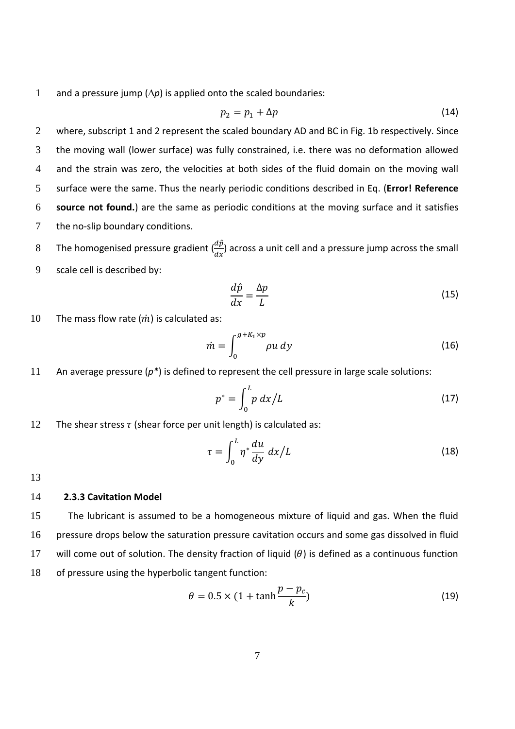and a pressure jump ($\Delta p$) is applied onto the scaled boundaries:

$$p_2 = p_1 + \Delta p \tag{14}$$

where, subscript 1 and 2 represent the scaled boundary AD and BC in Fig. 1b respectively. Since the moving wall (lower surface) was fully constrained, i.e. there was no deformation allowed and the strain was zero, the velocities at both sides of the fluid domain on the moving wall surface were the same. Thus the nearly periodic conditions described in Eq. (**Error! Reference source not found.**) are the same as periodic conditions at the moving surface and it satisfies the no-slip boundary conditions.

The homogenised pressure gradient ($\frac{d\hat{p}}{dx}$) across a unit cell and a pressure jump across the small scale cell is described by:

$$\frac{d\hat{p}}{dx} = \frac{\Delta p}{L} \tag{15}$$

The mass flow rate ($\dot{m}$) is calculated as:

$$\dot{m} = \int_0^{g+K_1 \times p} \rho u \, dy \tag{16}$$

An average pressure (***p****) is defined to represent the cell pressure in large scale solutions:

$$p^* = \int_0^L p \, dx / L \tag{17}$$

The shear stress $\tau$ (shear force per unit length) is calculated as:

$$\tau = \int_0^L \eta^* \frac{du}{dy} \, dx / L \tag{18}$$

### 2.3.3 Cavitation Model

The lubricant is assumed to be a homogeneous mixture of liquid and gas. When the fluid pressure drops below the saturation pressure cavitation occurs and some gas dissolved in fluid will come out of solution. The density fraction of liquid ($\theta$) is defined as a continuous function of pressure using the hyperbolic tangent function:

$$\theta = 0.5 \times (1 + \tanh \frac{p - p_c}{k}) \tag{19}$$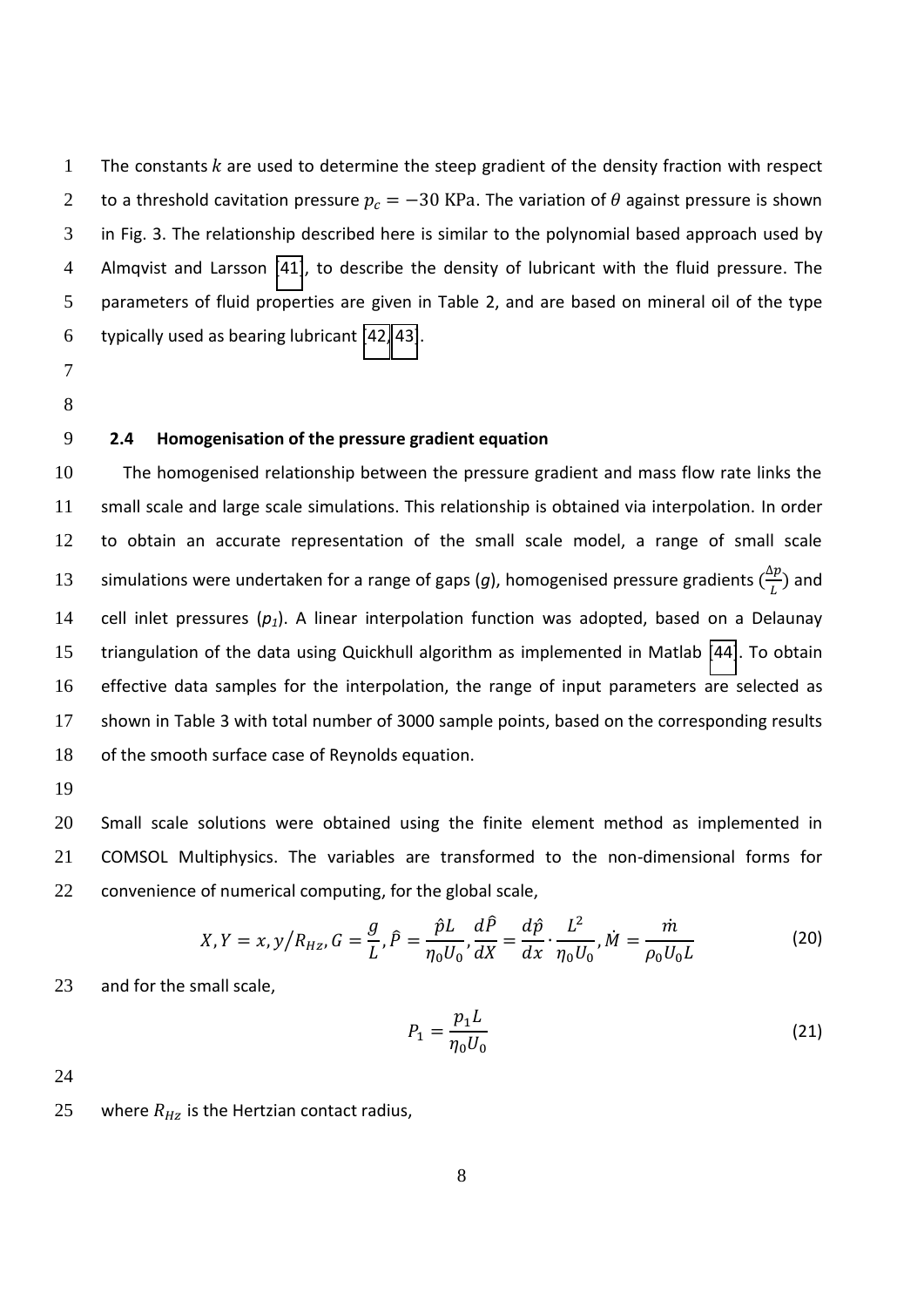The constants $k$ are used to determine the steep gradient of the density fraction with respect to a threshold cavitation pressure $p_c = -30$ KPa. The variation of $\theta$ against pressure is shown in Fig. 3. The relationship described here is similar to the polynomial based approach used by Almqvist and Larsson [41], to describe the density of lubricant with the fluid pressure. The parameters of fluid properties are given in Table 2, and are based on mineral oil of the type typically used as bearing lubricant [42,43].

### 2.4 Homogenisation of the pressure gradient equation

The homogenised relationship between the pressure gradient and mass flow rate links the small scale and large scale simulations. This relationship is obtained via interpolation. In order to obtain an accurate representation of the small scale model, a range of small scale simulations were undertaken for a range of gaps ($g$), homogenised pressure gradients ($\frac{\Delta p}{L}$) and cell inlet pressures ($p_1$). A linear interpolation function was adopted, based on a Delaunay triangulation of the data using Quickhull algorithm as implemented in Matlab [44]. To obtain effective data samples for the interpolation, the range of input parameters are selected as shown in Table 3 with total number of 3000 sample points, based on the corresponding results of the smooth surface case of Reynolds equation.

Small scale solutions were obtained using the finite element method as implemented in COMSOL Multiphysics. The variables are transformed to the non-dimensional forms for convenience of numerical computing, for the global scale,

$$X, Y = x, y/R_{Hz}, G = \frac{g}{L}, \hat{P} = \frac{\hat{p}L}{\eta_0 U_0}, \frac{d\hat{P}}{dX} = \frac{d\hat{p}}{dx} \cdot \frac{L^2}{\eta_0 U_0}, \dot{M} = \frac{\dot{m}}{\rho_0 U_0 L} \tag{20}$$

and for the small scale,

$$P_1 = \frac{p_1 L}{\eta_0 U_0} \tag{21}$$

where $R_{Hz}$ is the Hertzian contact radius,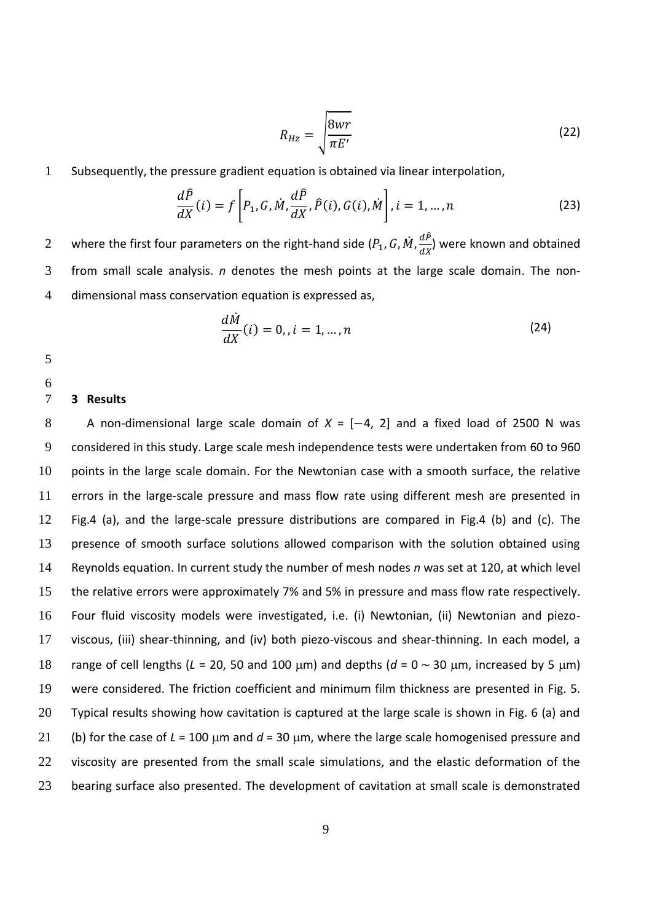$$R_{Hz} = \sqrt{\frac{8wr}{\pi E'}} \tag{22}$$

Subsequently, the pressure gradient equation is obtained via linear interpolation,

$$\frac{d\hat{P}}{dX}(i) = f\left[P_1, G, \dot{M}, \frac{d\hat{P}}{dX}, \hat{P}(i), G(i), \dot{M}\right], i = 1, \ldots, n \tag{23}$$

where the first four parameters on the right-hand side ($P_1, G, \dot{M}, \frac{d\hat{P}}{dX}$) were known and obtained from small scale analysis. $n$ denotes the mesh points at the large scale domain. The non-dimensional mass conservation equation is expressed as,

$$\frac{d\dot{M}}{dX}(i) = 0,, i = 1, \ldots, n \tag{24}$$

## 3 Results

A non-dimensional large scale domain of $X$ = [−4, 2] and a fixed load of 2500 N was considered in this study. Large scale mesh independence tests were undertaken from 60 to 960 points in the large scale domain. For the Newtonian case with a smooth surface, the relative errors in the large-scale pressure and mass flow rate using different mesh are presented in Fig.4 (a), and the large-scale pressure distributions are compared in Fig.4 (b) and (c). The presence of smooth surface solutions allowed comparison with the solution obtained using Reynolds equation. In current study the number of mesh nodes $n$ was set at 120, at which level the relative errors were approximately 7% and 5% in pressure and mass flow rate respectively. Four fluid viscosity models were investigated, i.e. (i) Newtonian, (ii) Newtonian and piezo-viscous, (iii) shear-thinning, and (iv) both piezo-viscous and shear-thinning. In each model, a range of cell lengths ($L$ = 20, 50 and 100 μm) and depths ($d$ = 0 ~ 30 μm, increased by 5 μm) were considered. The friction coefficient and minimum film thickness are presented in Fig. 5. Typical results showing how cavitation is captured at the large scale is shown in Fig. 6 (a) and (b) for the case of $L$ = 100 μm and $d$ = 30 μm, where the large scale homogenised pressure and viscosity are presented from the small scale simulations, and the elastic deformation of the bearing surface also presented. The development of cavitation at small scale is demonstrated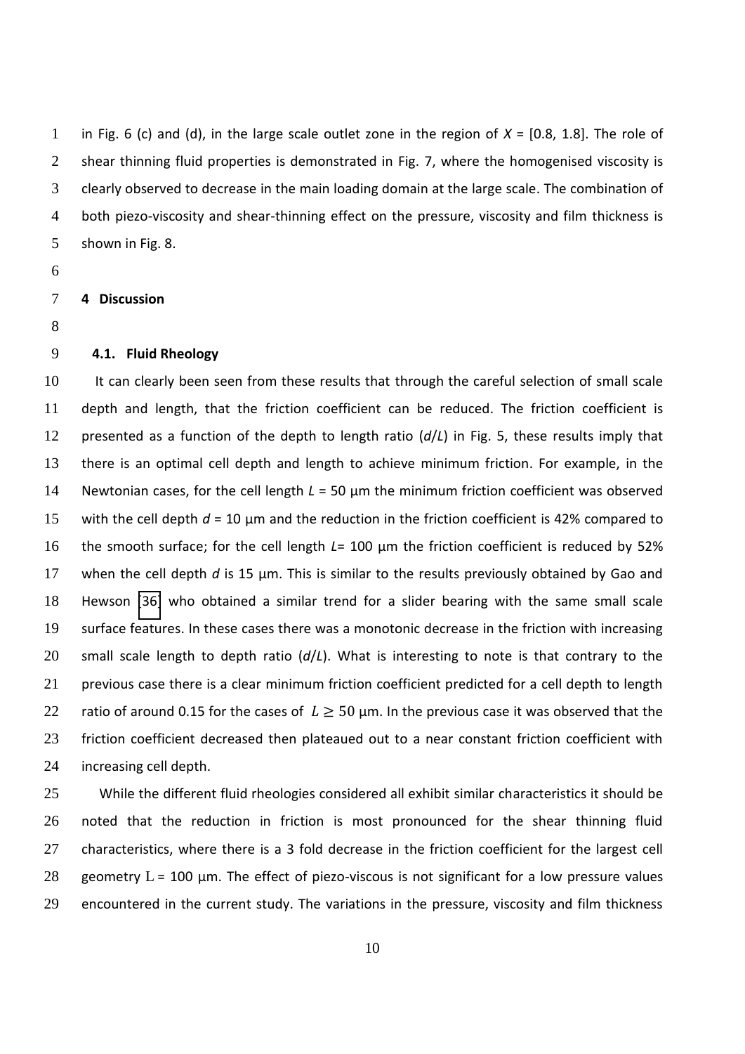in Fig. 6 (c) and (d), in the large scale outlet zone in the region of $X$ = [0.8, 1.8]. The role of shear thinning fluid properties is demonstrated in Fig. 7, where the homogenised viscosity is clearly observed to decrease in the main loading domain at the large scale. The combination of both piezo-viscosity and shear-thinning effect on the pressure, viscosity and film thickness is shown in Fig. 8.

## 4 Discussion

### 4.1. Fluid Rheology

It can clearly been seen from these results that through the careful selection of small scale depth and length, that the friction coefficient can be reduced. The friction coefficient is presented as a function of the depth to length ratio ($d/L$) in Fig. 5, these results imply that there is an optimal cell depth and length to achieve minimum friction. For example, in the Newtonian cases, for the cell length $L$ = 50 μm the minimum friction coefficient was observed with the cell depth $d$ = 10 μm and the reduction in the friction coefficient is 42% compared to the smooth surface; for the cell length $L$= 100 μm the friction coefficient is reduced by 52% when the cell depth $d$ is 15 μm. This is similar to the results previously obtained by Gao and Hewson [36] who obtained a similar trend for a slider bearing with the same small scale surface features. In these cases there was a monotonic decrease in the friction with increasing small scale length to depth ratio ($d/L$). What is interesting to note is that contrary to the previous case there is a clear minimum friction coefficient predicted for a cell depth to length ratio of around 0.15 for the cases of $L \geq 50$ μm. In the previous case it was observed that the friction coefficient decreased then plateaued out to a near constant friction coefficient with increasing cell depth.

While the different fluid rheologies considered all exhibit similar characteristics it should be noted that the reduction in friction is most pronounced for the shear thinning fluid characteristics, where there is a 3 fold decrease in the friction coefficient for the largest cell geometry $\mathrm{L}$ = 100 μm. The effect of piezo-viscous is not significant for a low pressure values encountered in the current study. The variations in the pressure, viscosity and film thickness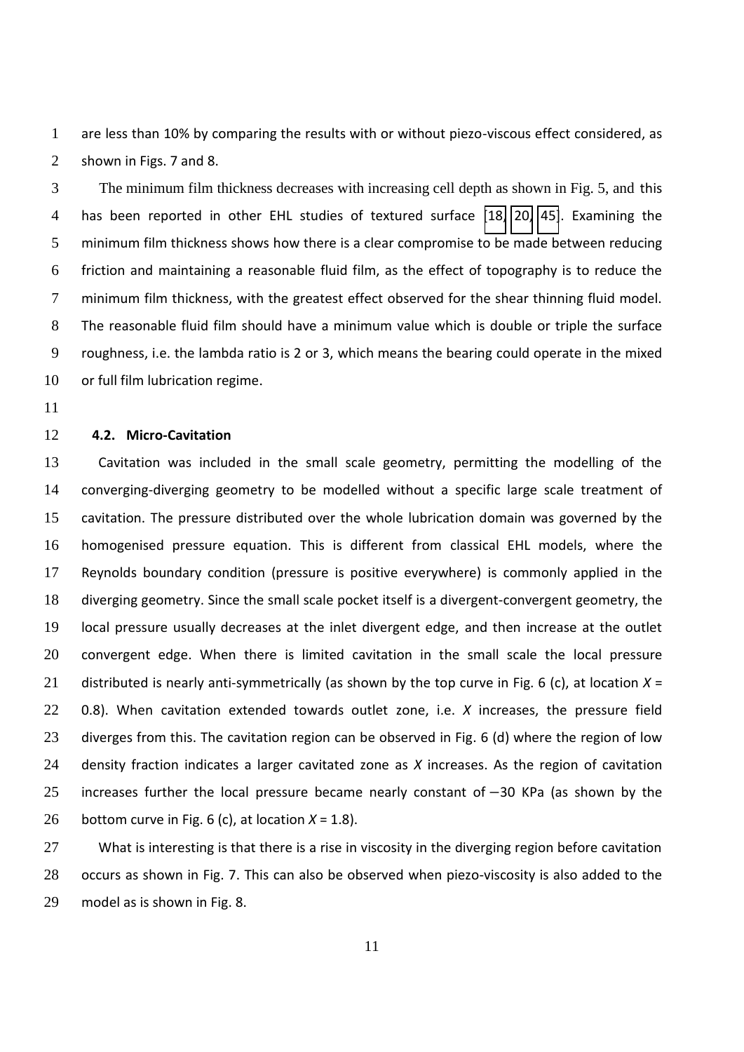are less than 10% by comparing the results with or without piezo-viscous effect considered, as shown in Figs. 7 and 8.

The minimum film thickness decreases with increasing cell depth as shown in Fig. 5, and this has been reported in other EHL studies of textured surface [18, 20, 45]. Examining the minimum film thickness shows how there is a clear compromise to be made between reducing friction and maintaining a reasonable fluid film, as the effect of topography is to reduce the minimum film thickness, with the greatest effect observed for the shear thinning fluid model. The reasonable fluid film should have a minimum value which is double or triple the surface roughness, i.e. the lambda ratio is 2 or 3, which means the bearing could operate in the mixed or full film lubrication regime.

### 4.2. Micro-Cavitation

Cavitation was included in the small scale geometry, permitting the modelling of the converging-diverging geometry to be modelled without a specific large scale treatment of cavitation. The pressure distributed over the whole lubrication domain was governed by the homogenised pressure equation. This is different from classical EHL models, where the Reynolds boundary condition (pressure is positive everywhere) is commonly applied in the diverging geometry. Since the small scale pocket itself is a divergent-convergent geometry, the local pressure usually decreases at the inlet divergent edge, and then increase at the outlet convergent edge. When there is limited cavitation in the small scale the local pressure distributed is nearly anti-symmetrically (as shown by the top curve in Fig. 6 (c), at location $X$ = 0.8). When cavitation extended towards outlet zone, i.e. $X$ increases, the pressure field diverges from this. The cavitation region can be observed in Fig. 6 (d) where the region of low density fraction indicates a larger cavitated zone as $X$ increases. As the region of cavitation increases further the local pressure became nearly constant of −30 KPa (as shown by the bottom curve in Fig. 6 (c), at location $X$ = 1.8).

What is interesting is that there is a rise in viscosity in the diverging region before cavitation occurs as shown in Fig. 7. This can also be observed when piezo-viscosity is also added to the model as is shown in Fig. 8.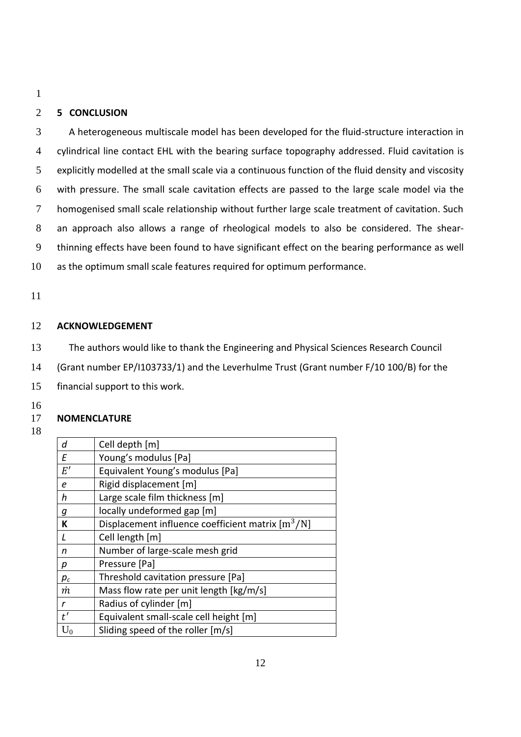## 5 CONCLUSION

A heterogeneous multiscale model has been developed for the fluid-structure interaction in cylindrical line contact EHL with the bearing surface topography addressed. Fluid cavitation is explicitly modelled at the small scale via a continuous function of the fluid density and viscosity with pressure. The small scale cavitation effects are passed to the large scale model via the homogenised small scale relationship without further large scale treatment of cavitation. Such an approach also allows a range of rheological models to also be considered. The shear-thinning effects have been found to have significant effect on the bearing performance as well as the optimum small scale features required for optimum performance.

## ACKNOWLEDGEMENT

The authors would like to thank the Engineering and Physical Sciences Research Council (Grant number EP/I103733/1) and the Leverhulme Trust (Grant number F/10 100/B) for the financial support to this work.

## NOMENCLATURE

| | |
|---|---|
| $d$ | Cell depth [m] |
| $E$ | Young's modulus [Pa] |
| $E'$ | Equivalent Young's modulus [Pa] |
| $e$ | Rigid displacement [m] |
| $h$ | Large scale film thickness [m] |
| $g$ | locally undeformed gap [m] |
| $\mathbf{K}$ | Displacement influence coefficient matrix $[\mathrm{m}^3/\mathrm{N}]$ |
| $L$ | Cell length [m] |
| $n$ | Number of large-scale mesh grid |
| $p$ | Pressure [Pa] |
| $p_c$ | Threshold cavitation pressure [Pa] |
| $\dot{m}$ | Mass flow rate per unit length [kg/m/s] |
| $r$ | Radius of cylinder [m] |
| $t'$ | Equivalent small-scale cell height [m] |
| $U_0$ | Sliding speed of the roller [m/s] |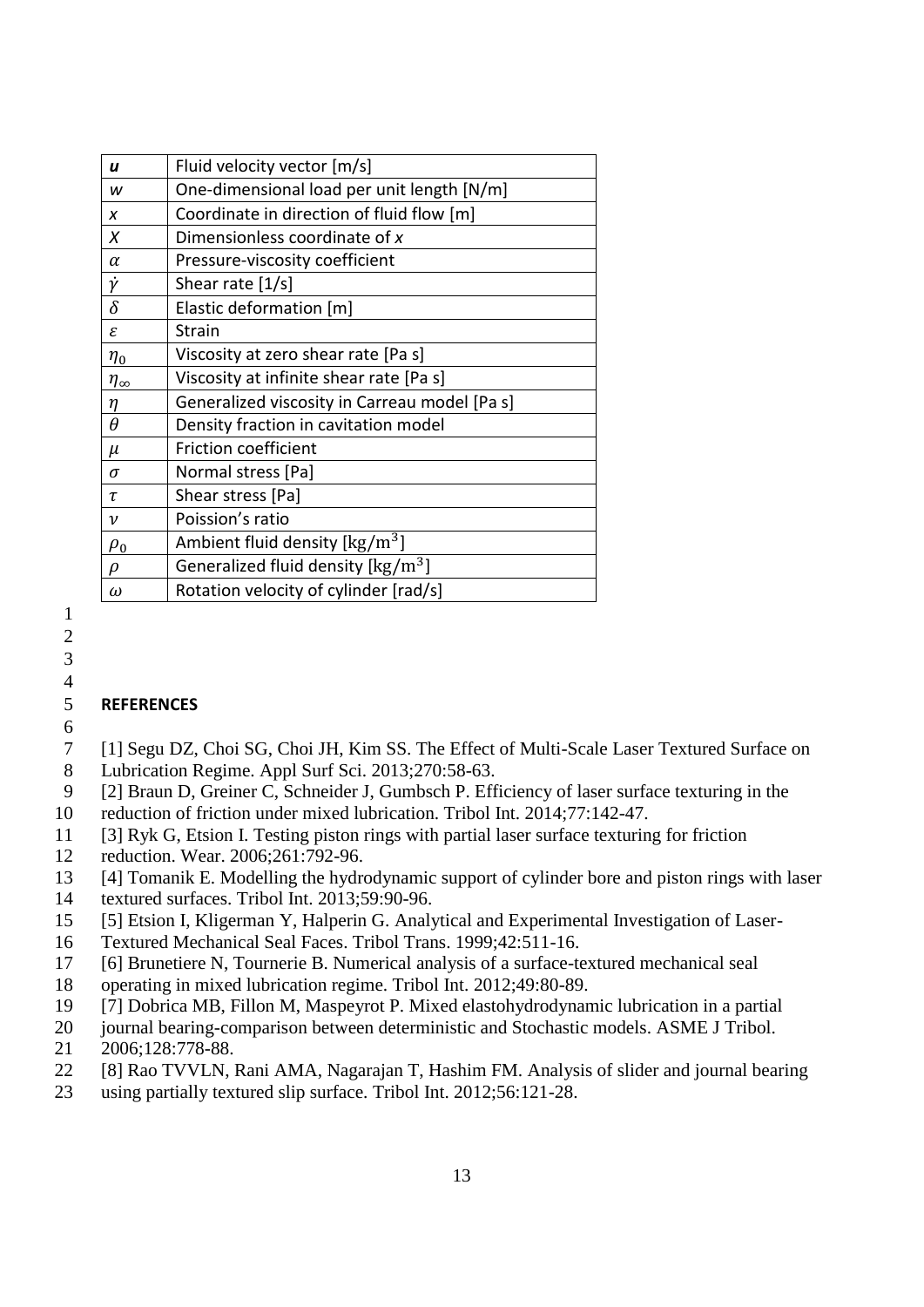| | |
|---|---|
| $\boldsymbol{u}$ | Fluid velocity vector [m/s] |
| $w$ | One-dimensional load per unit length [N/m] |
| $x$ | Coordinate in direction of fluid flow [m] |
| $X$ | Dimensionless coordinate of $x$ |
| $\alpha$ | Pressure-viscosity coefficient |
| $\dot{\gamma}$ | Shear rate [1/s] |
| $\delta$ | Elastic deformation [m] |
| $\varepsilon$ | Strain |
| $\eta_0$ | Viscosity at zero shear rate [Pa s] |
| $\eta_\infty$ | Viscosity at infinite shear rate [Pa s] |
| $\eta$ | Generalized viscosity in Carreau model [Pa s] |
| $\theta$ | Density fraction in cavitation model |
| $\mu$ | Friction coefficient |
| $\sigma$ | Normal stress [Pa] |
| $\tau$ | Shear stress [Pa] |
| $\nu$ | Poission's ratio |
| $\rho_0$ | Ambient fluid density [$\mathrm{kg/m^3}$] |
| $\rho$ | Generalized fluid density [$\mathrm{kg/m^3}$] |
| $\omega$ | Rotation velocity of cylinder [rad/s] |

## REFERENCES

[1] Segu DZ, Choi SG, Choi JH, Kim SS. The Effect of Multi-Scale Laser Textured Surface on Lubrication Regime. Appl Surf Sci. 2013;270:58-63.

[2] Braun D, Greiner C, Schneider J, Gumbsch P. Efficiency of laser surface texturing in the reduction of friction under mixed lubrication. Tribol Int. 2014;77:142-47.

[3] Ryk G, Etsion I. Testing piston rings with partial laser surface texturing for friction reduction. Wear. 2006;261:792-96.

[4] Tomanik E. Modelling the hydrodynamic support of cylinder bore and piston rings with laser textured surfaces. Tribol Int. 2013;59:90-96.

[5] Etsion I, Kligerman Y, Halperin G. Analytical and Experimental Investigation of Laser-Textured Mechanical Seal Faces. Tribol Trans. 1999;42:511-16.

[6] Brunetiere N, Tournerie B. Numerical analysis of a surface-textured mechanical seal operating in mixed lubrication regime. Tribol Int. 2012;49:80-89.

[7] Dobrica MB, Fillon M, Maspeyrot P. Mixed elastohydrodynamic lubrication in a partial journal bearing-comparison between deterministic and Stochastic models. ASME J Tribol. 2006;128:778-88.

[8] Rao TVVLN, Rani AMA, Nagarajan T, Hashim FM. Analysis of slider and journal bearing using partially textured slip surface. Tribol Int. 2012;56:121-28.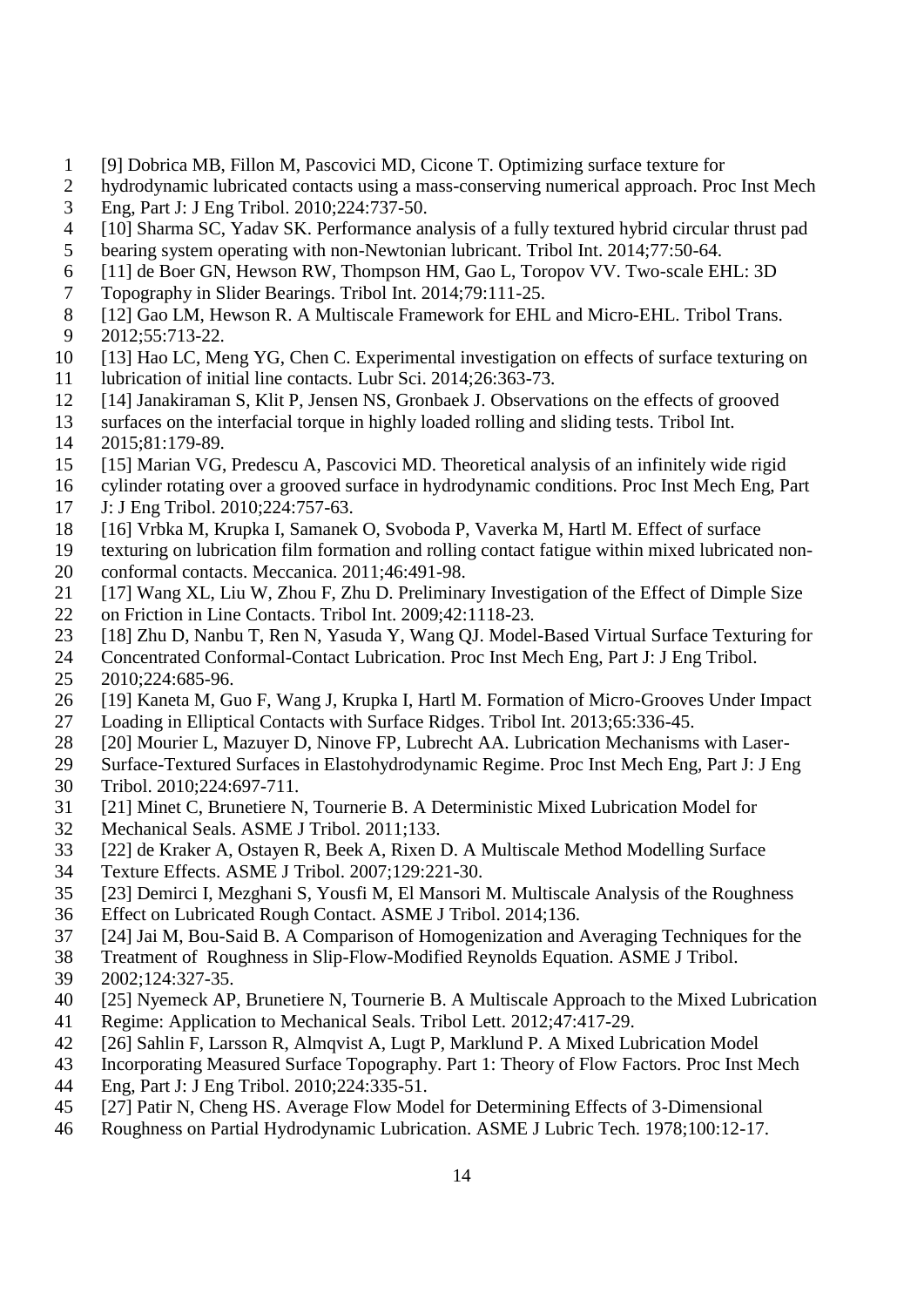[9] Dobrica MB, Fillon M, Pascovici MD, Cicone T. Optimizing surface texture for hydrodynamic lubricated contacts using a mass-conserving numerical approach. Proc Inst Mech Eng, Part J: J Eng Tribol. 2010;224:737-50.

[10] Sharma SC, Yadav SK. Performance analysis of a fully textured hybrid circular thrust pad bearing system operating with non-Newtonian lubricant. Tribol Int. 2014;77:50-64.

[11] de Boer GN, Hewson RW, Thompson HM, Gao L, Toropov VV. Two-scale EHL: 3D Topography in Slider Bearings. Tribol Int. 2014;79:111-25.

[12] Gao LM, Hewson R. A Multiscale Framework for EHL and Micro-EHL. Tribol Trans. 2012;55:713-22.

[13] Hao LC, Meng YG, Chen C. Experimental investigation on effects of surface texturing on lubrication of initial line contacts. Lubr Sci. 2014;26:363-73.

[14] Janakiraman S, Klit P, Jensen NS, Gronbaek J. Observations on the effects of grooved surfaces on the interfacial torque in highly loaded rolling and sliding tests. Tribol Int. 2015;81:179-89.

[15] Marian VG, Predescu A, Pascovici MD. Theoretical analysis of an infinitely wide rigid cylinder rotating over a grooved surface in hydrodynamic conditions. Proc Inst Mech Eng, Part J: J Eng Tribol. 2010;224:757-63.

[16] Vrbka M, Krupka I, Samanek O, Svoboda P, Vaverka M, Hartl M. Effect of surface texturing on lubrication film formation and rolling contact fatigue within mixed lubricated non-conformal contacts. Meccanica. 2011;46:491-98.

[17] Wang XL, Liu W, Zhou F, Zhu D. Preliminary Investigation of the Effect of Dimple Size on Friction in Line Contacts. Tribol Int. 2009;42:1118-23.

[18] Zhu D, Nanbu T, Ren N, Yasuda Y, Wang QJ. Model-Based Virtual Surface Texturing for Concentrated Conformal-Contact Lubrication. Proc Inst Mech Eng, Part J: J Eng Tribol. 2010;224:685-96.

[19] Kaneta M, Guo F, Wang J, Krupka I, Hartl M. Formation of Micro-Grooves Under Impact Loading in Elliptical Contacts with Surface Ridges. Tribol Int. 2013;65:336-45.

[20] Mourier L, Mazuyer D, Ninove FP, Lubrecht AA. Lubrication Mechanisms with Laser-Surface-Textured Surfaces in Elastohydrodynamic Regime. Proc Inst Mech Eng, Part J: J Eng Tribol. 2010;224:697-711.

[21] Minet C, Brunetiere N, Tournerie B. A Deterministic Mixed Lubrication Model for Mechanical Seals. ASME J Tribol. 2011;133.

[22] de Kraker A, Ostayen R, Beek A, Rixen D. A Multiscale Method Modelling Surface Texture Effects. ASME J Tribol. 2007;129:221-30.

[23] Demirci I, Mezghani S, Yousfi M, El Mansori M. Multiscale Analysis of the Roughness Effect on Lubricated Rough Contact. ASME J Tribol. 2014;136.

[24] Jai M, Bou-Said B. A Comparison of Homogenization and Averaging Techniques for the Treatment of Roughness in Slip-Flow-Modified Reynolds Equation. ASME J Tribol. 2002;124:327-35.

[25] Nyemeck AP, Brunetiere N, Tournerie B. A Multiscale Approach to the Mixed Lubrication Regime: Application to Mechanical Seals. Tribol Lett. 2012;47:417-29.

[26] Sahlin F, Larsson R, Almqvist A, Lugt P, Marklund P. A Mixed Lubrication Model Incorporating Measured Surface Topography. Part 1: Theory of Flow Factors. Proc Inst Mech Eng, Part J: J Eng Tribol. 2010;224:335-51.

[27] Patir N, Cheng HS. Average Flow Model for Determining Effects of 3-Dimensional Roughness on Partial Hydrodynamic Lubrication. ASME J Lubric Tech. 1978;100:12-17.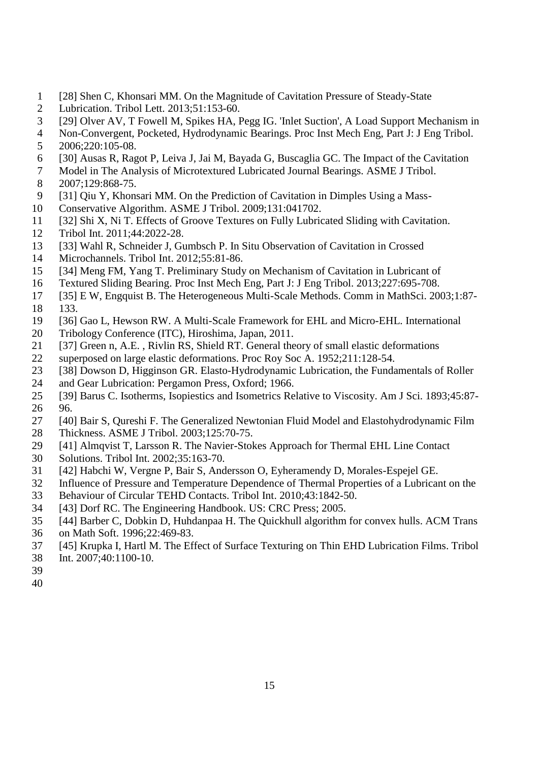[28] Shen C, Khonsari MM. On the Magnitude of Cavitation Pressure of Steady-State Lubrication. Tribol Lett. 2013;51:153-60.

[29] Olver AV, T Fowell M, Spikes HA, Pegg IG. 'Inlet Suction', A Load Support Mechanism in Non-Convergent, Pocketed, Hydrodynamic Bearings. Proc Inst Mech Eng, Part J: J Eng Tribol. 2006;220:105-08.

[30] Ausas R, Ragot P, Leiva J, Jai M, Bayada G, Buscaglia GC. The Impact of the Cavitation Model in The Analysis of Microtextured Lubricated Journal Bearings. ASME J Tribol. 2007;129:868-75.

[31] Qiu Y, Khonsari MM. On the Prediction of Cavitation in Dimples Using a Mass-Conservative Algorithm. ASME J Tribol. 2009;131:041702.

[32] Shi X, Ni T. Effects of Groove Textures on Fully Lubricated Sliding with Cavitation. Tribol Int. 2011;44:2022-28.

[33] Wahl R, Schneider J, Gumbsch P. In Situ Observation of Cavitation in Crossed Microchannels. Tribol Int. 2012;55:81-86.

[34] Meng FM, Yang T. Preliminary Study on Mechanism of Cavitation in Lubricant of Textured Sliding Bearing. Proc Inst Mech Eng, Part J: J Eng Tribol. 2013;227:695-708.

[35] E W, Engquist B. The Heterogeneous Multi-Scale Methods. Comm in MathSci. 2003;1:87-133.

[36] Gao L, Hewson RW. A Multi-Scale Framework for EHL and Micro-EHL. International Tribology Conference (ITC), Hiroshima, Japan, 2011.

[37] Green n, A.E. , Rivlin RS, Shield RT. General theory of small elastic deformations superposed on large elastic deformations. Proc Roy Soc A. 1952;211:128-54.

[38] Dowson D, Higginson GR. Elasto-Hydrodynamic Lubrication, the Fundamentals of Roller and Gear Lubrication: Pergamon Press, Oxford; 1966.

[39] Barus C. Isotherms, Isopiestics and Isometrics Relative to Viscosity. Am J Sci. 1893;45:87-96.

[40] Bair S, Qureshi F. The Generalized Newtonian Fluid Model and Elastohydrodynamic Film Thickness. ASME J Tribol. 2003;125:70-75.

[41] Almqvist T, Larsson R. The Navier-Stokes Approach for Thermal EHL Line Contact Solutions. Tribol Int. 2002;35:163-70.

[42] Habchi W, Vergne P, Bair S, Andersson O, Eyheramendy D, Morales-Espejel GE. Influence of Pressure and Temperature Dependence of Thermal Properties of a Lubricant on the Behaviour of Circular TEHD Contacts. Tribol Int. 2010;43:1842-50.

[43] Dorf RC. The Engineering Handbook. US: CRC Press; 2005.

[44] Barber C, Dobkin D, Huhdanpaa H. The Quickhull algorithm for convex hulls. ACM Trans on Math Soft. 1996;22:469-83.

[45] Krupka I, Hartl M. The Effect of Surface Texturing on Thin EHD Lubrication Films. Tribol Int. 2007;40:1100-10.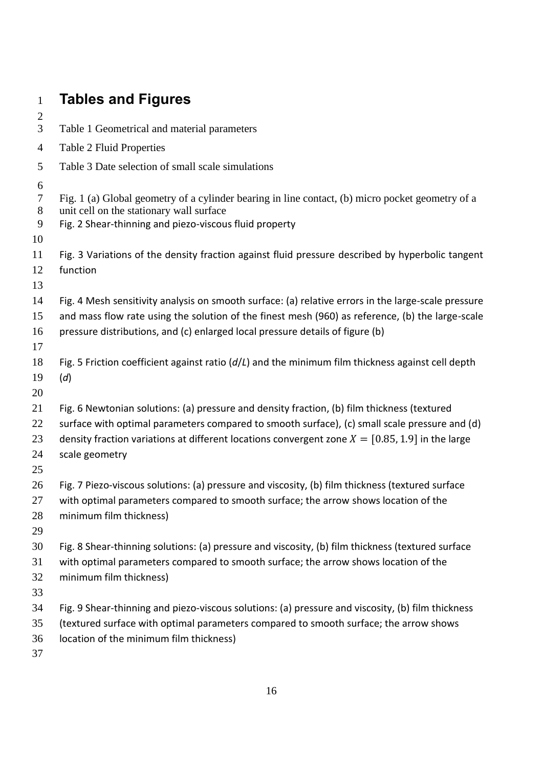# Tables and Figures

Table 1 Geometrical and material parameters

Table 2 Fluid Properties

Table 3 Date selection of small scale simulations

Fig. 1 (a) Global geometry of a cylinder bearing in line contact, (b) micro pocket geometry of a unit cell on the stationary wall surface

Fig. 2 Shear-thinning and piezo-viscous fluid property

Fig. 3 Variations of the density fraction against fluid pressure described by hyperbolic tangent function

Fig. 4 Mesh sensitivity analysis on smooth surface: (a) relative errors in the large-scale pressure and mass flow rate using the solution of the finest mesh (960) as reference, (b) the large-scale pressure distributions, and (c) enlarged local pressure details of figure (b)

Fig. 5 Friction coefficient against ratio ($d/L$) and the minimum film thickness against cell depth ($d$)

Fig. 6 Newtonian solutions: (a) pressure and density fraction, (b) film thickness (textured surface with optimal parameters compared to smooth surface), (c) small scale pressure and (d) density fraction variations at different locations convergent zone $X = [0.85, 1.9]$ in the large scale geometry

Fig. 7 Piezo-viscous solutions: (a) pressure and viscosity, (b) film thickness (textured surface with optimal parameters compared to smooth surface; the arrow shows location of the minimum film thickness)

Fig. 8 Shear-thinning solutions: (a) pressure and viscosity, (b) film thickness (textured surface with optimal parameters compared to smooth surface; the arrow shows location of the minimum film thickness)

Fig. 9 Shear-thinning and piezo-viscous solutions: (a) pressure and viscosity, (b) film thickness (textured surface with optimal parameters compared to smooth surface; the arrow shows location of the minimum film thickness)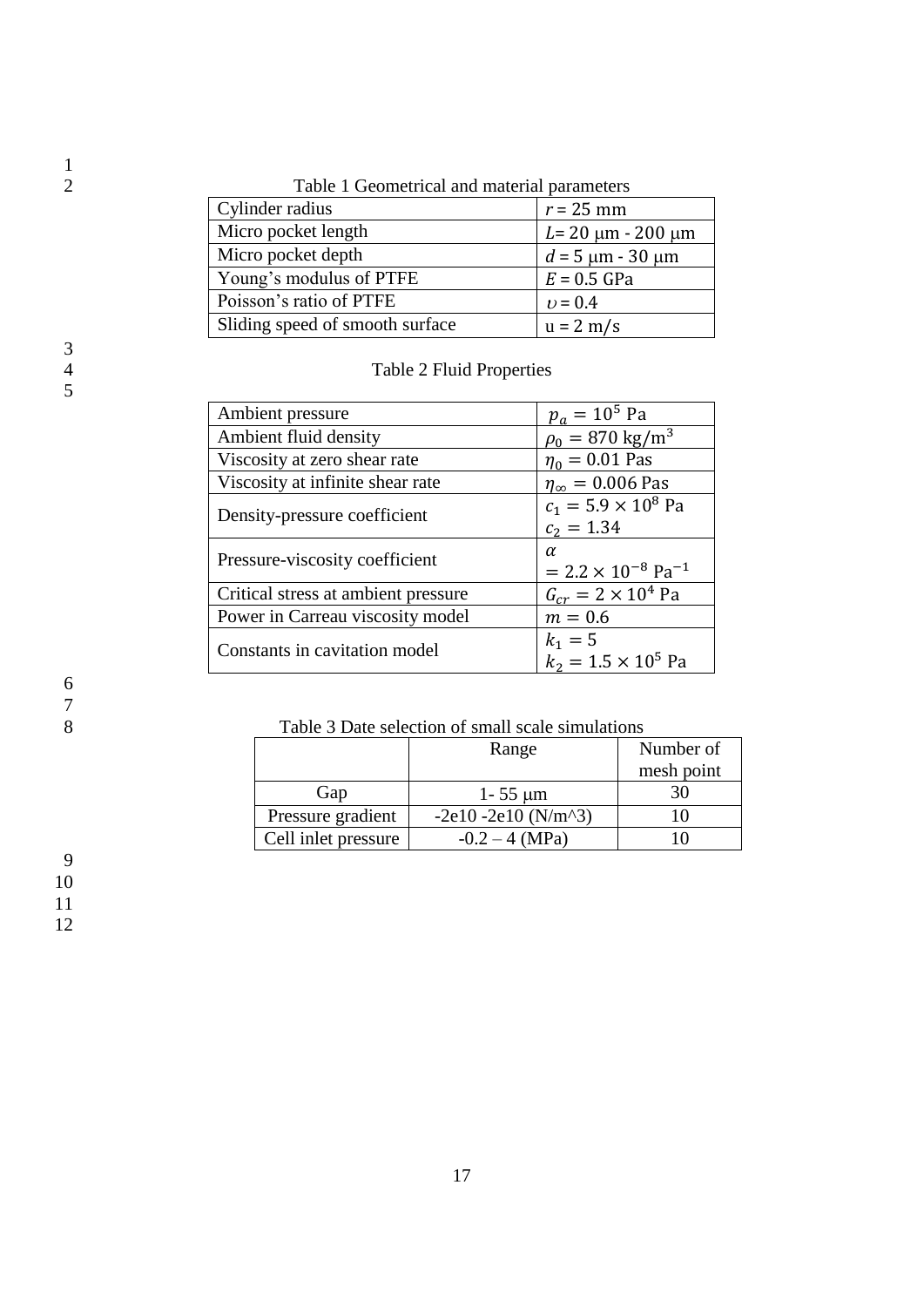Table 1 Geometrical and material parameters

| | |
|---|---|
| Cylinder radius | $r = 25$ mm |
| Micro pocket length | $L = 20\ \mu\text{m} - 200\ \mu\text{m}$ |
| Micro pocket depth | $d = 5\ \mu\text{m} - 30\ \mu\text{m}$ |
| Young's modulus of PTFE | $E = 0.5$ GPa |
| Poisson's ratio of PTFE | $\upsilon = 0.4$ |
| Sliding speed of smooth surface | $\text{u} = 2\ \text{m/s}$ |

Table 2 Fluid Properties

| | |
|---|---|
| Ambient pressure | $p_a = 10^5$ Pa |
| Ambient fluid density | $\rho_0 = 870\ \text{kg/m}^3$ |
| Viscosity at zero shear rate | $\eta_0 = 0.01$ Pas |
| Viscosity at infinite shear rate | $\eta_\infty = 0.006$ Pas |
| Density-pressure coefficient | $c_1 = 5.9 \times 10^8$ Pa $c_2 = 1.34$ |
| Pressure-viscosity coefficient | $\alpha = 2.2 \times 10^{-8}\ \text{Pa}^{-1}$ |
| Critical stress at ambient pressure | $G_{cr} = 2 \times 10^4$ Pa |
| Power in Carreau viscosity model | $m = 0.6$ |
| Constants in cavitation model | $k_1 = 5$ $k_2 = 1.5 \times 10^5$ Pa |

Table 3 Date selection of small scale simulations

| | Range | Number of mesh point |
|---|---|---|
| Gap | 1- 55 μm | 30 |
| Pressure gradient | -2e10 -2e10 (N/m^3) | 10 |
| Cell inlet pressure | -0.2 – 4 (MPa) | 10 |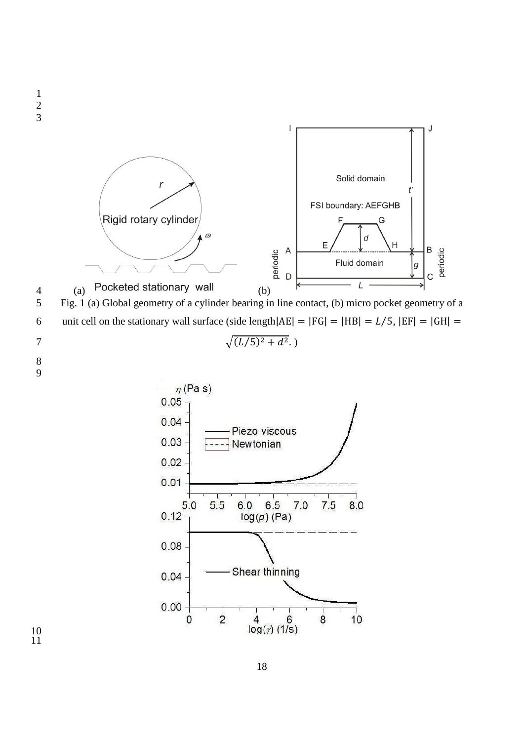Fig. 1 (a) Global geometry of a cylinder bearing in line contact, (b) micro pocket geometry of a unit cell on the stationary wall surface (side length $|\mathrm{AE}| = |\mathrm{FG}| = |\mathrm{HB}| = L/5$, $|\mathrm{EF}| = |\mathrm{GH}| = \sqrt{(L/5)^2 + d^2}$. )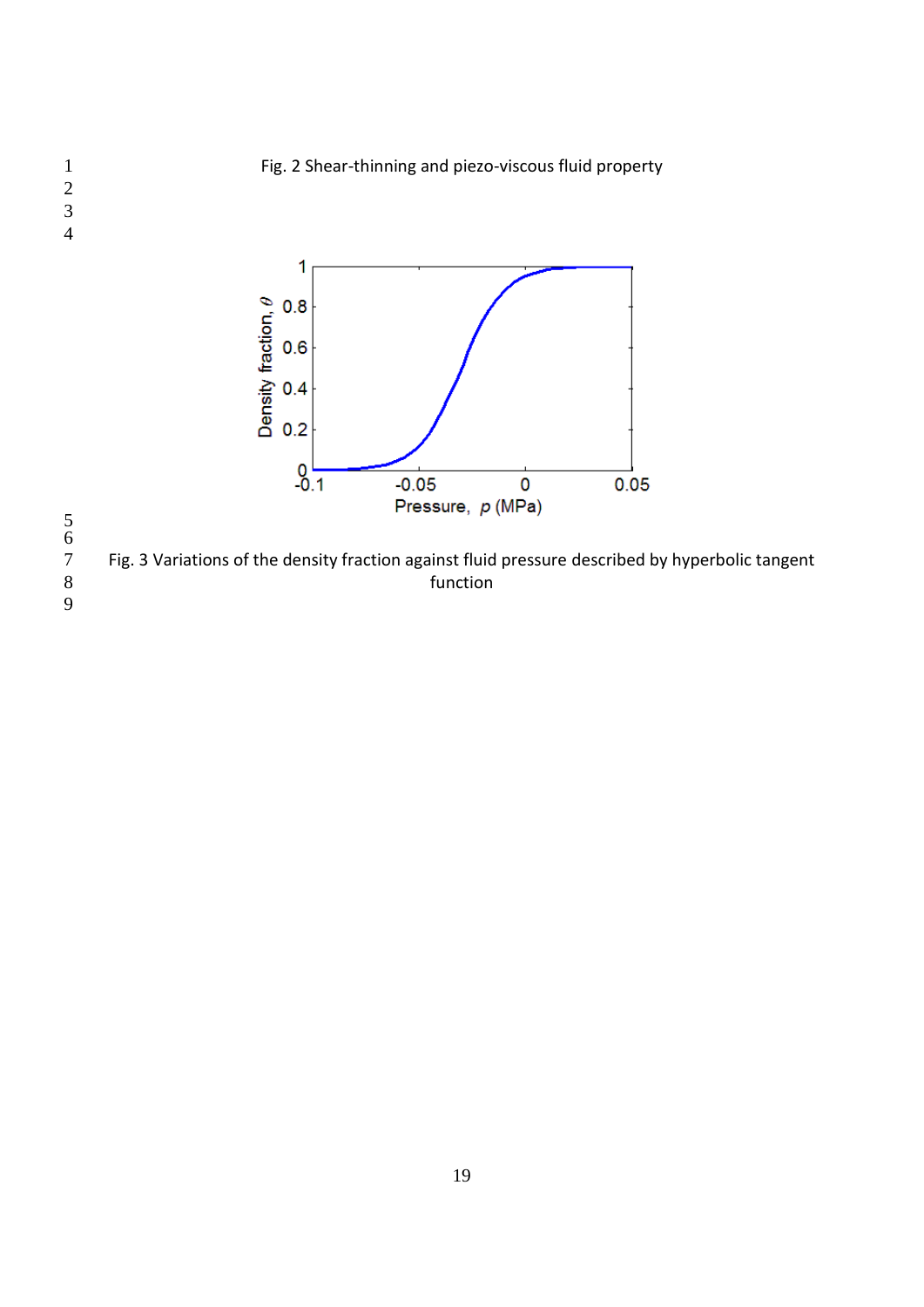Fig. 2 Shear-thinning and piezo-viscous fluid property

Fig. 3 Variations of the density fraction against fluid pressure described by hyperbolic tangent function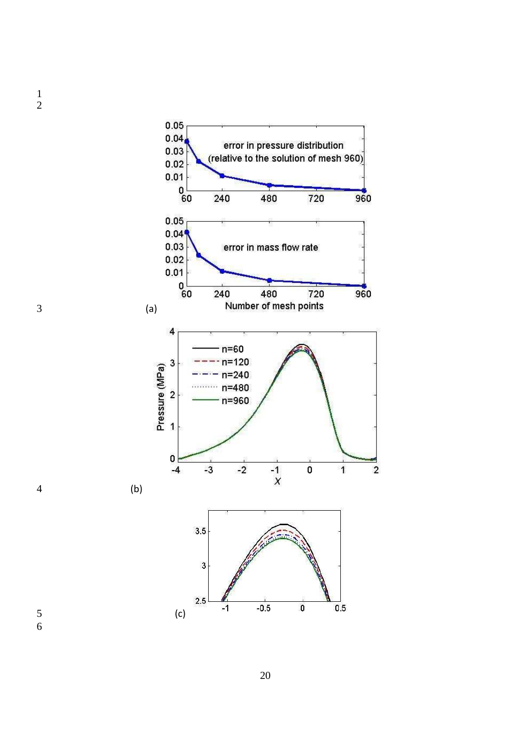(a)

(b)

(c)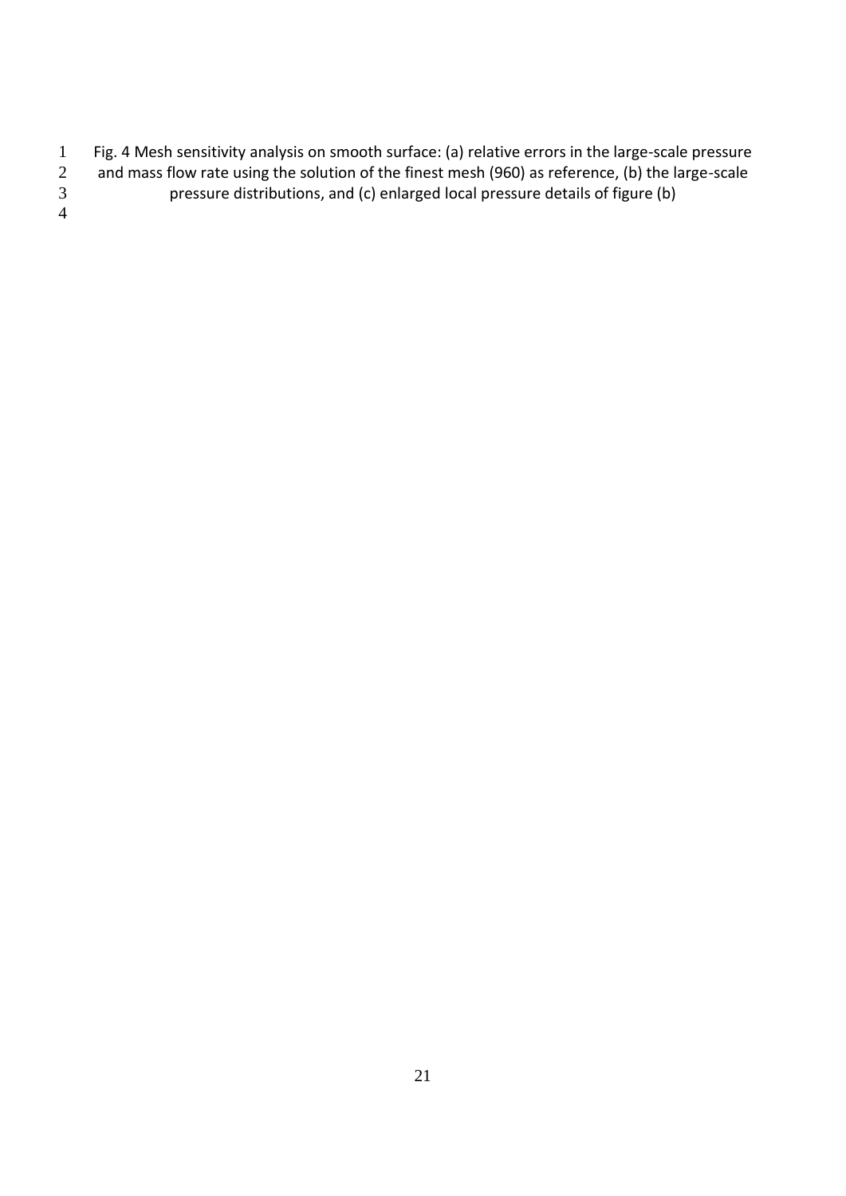Fig. 4 Mesh sensitivity analysis on smooth surface: (a) relative errors in the large-scale pressure and mass flow rate using the solution of the finest mesh (960) as reference, (b) the large-scale pressure distributions, and (c) enlarged local pressure details of figure (b)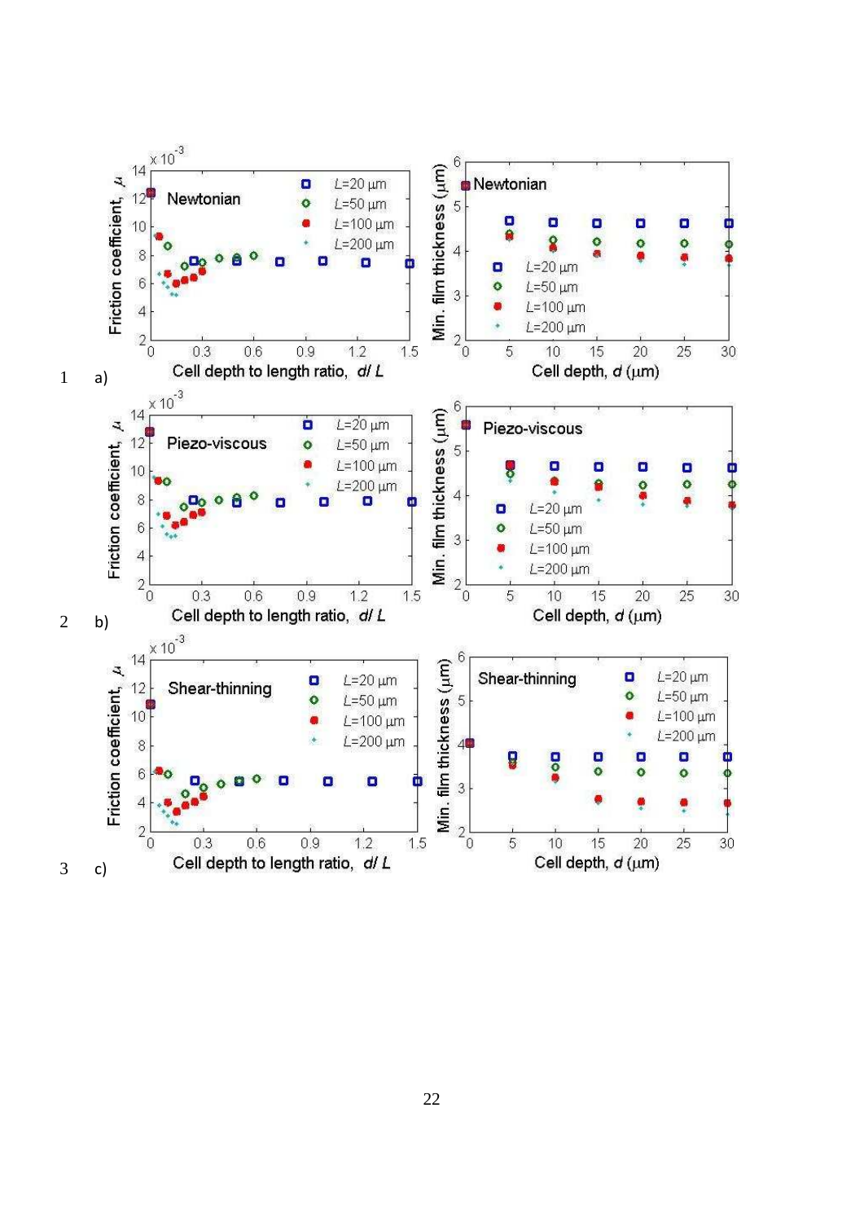a)

b)

c)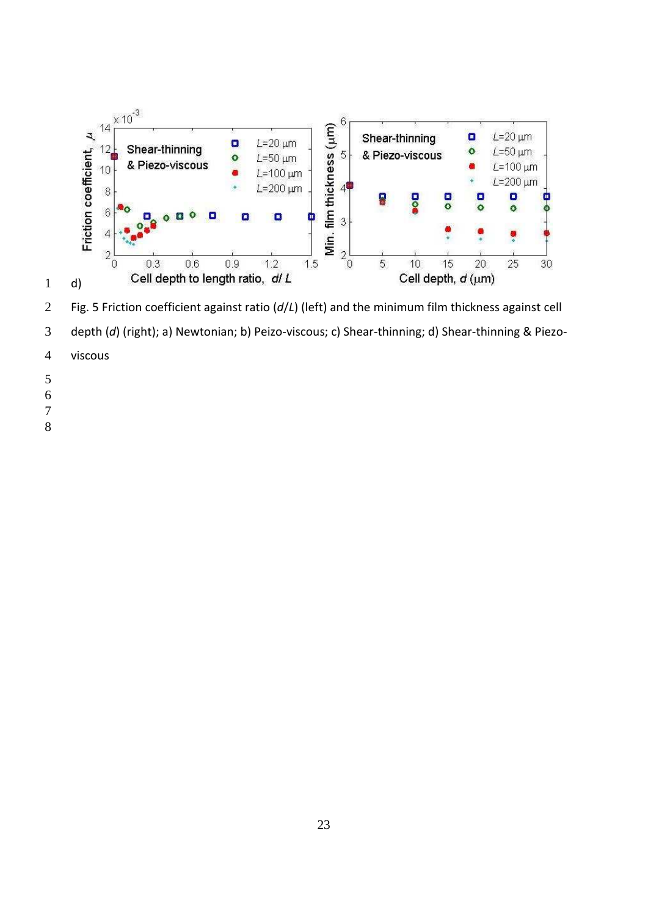d)

Fig. 5 Friction coefficient against ratio ($d/L$) (left) and the minimum film thickness against cell depth ($d$) (right); a) Newtonian; b) Peizo-viscous; c) Shear-thinning; d) Shear-thinning & Piezo-viscous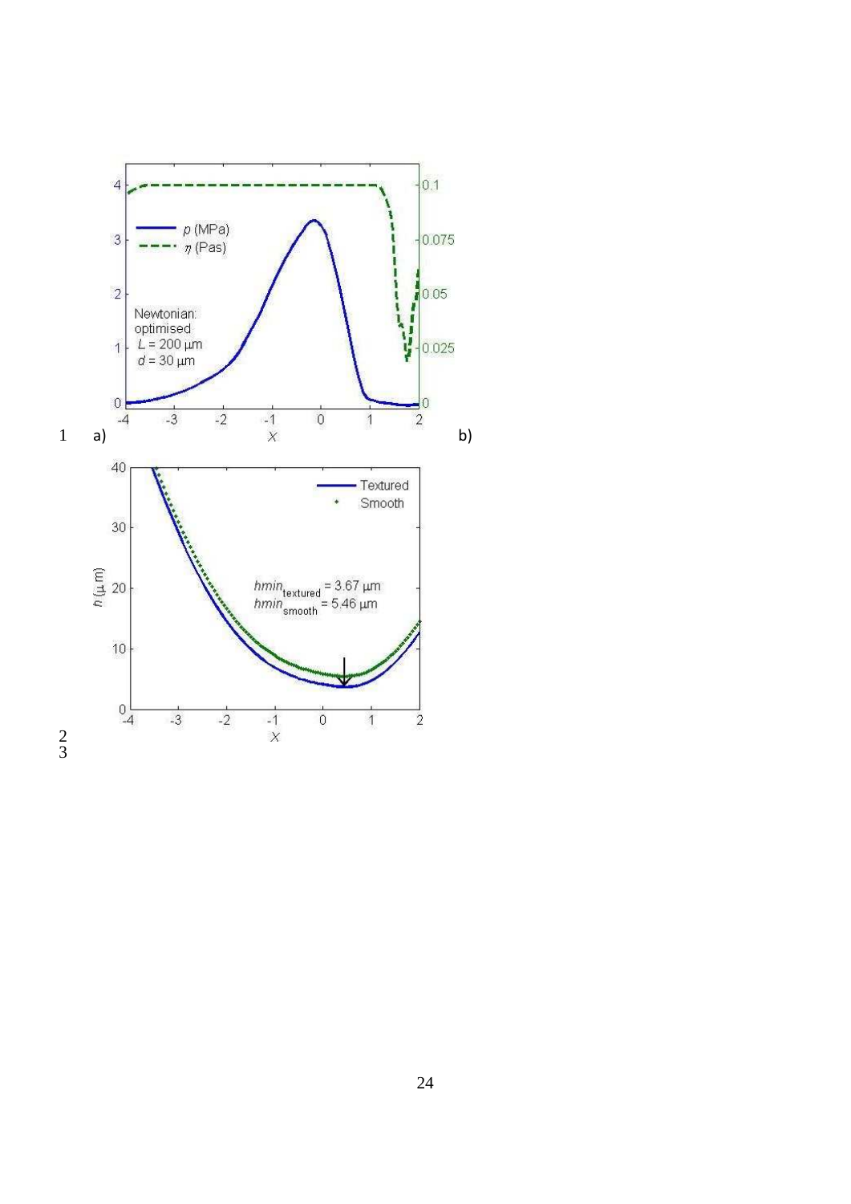a)

b)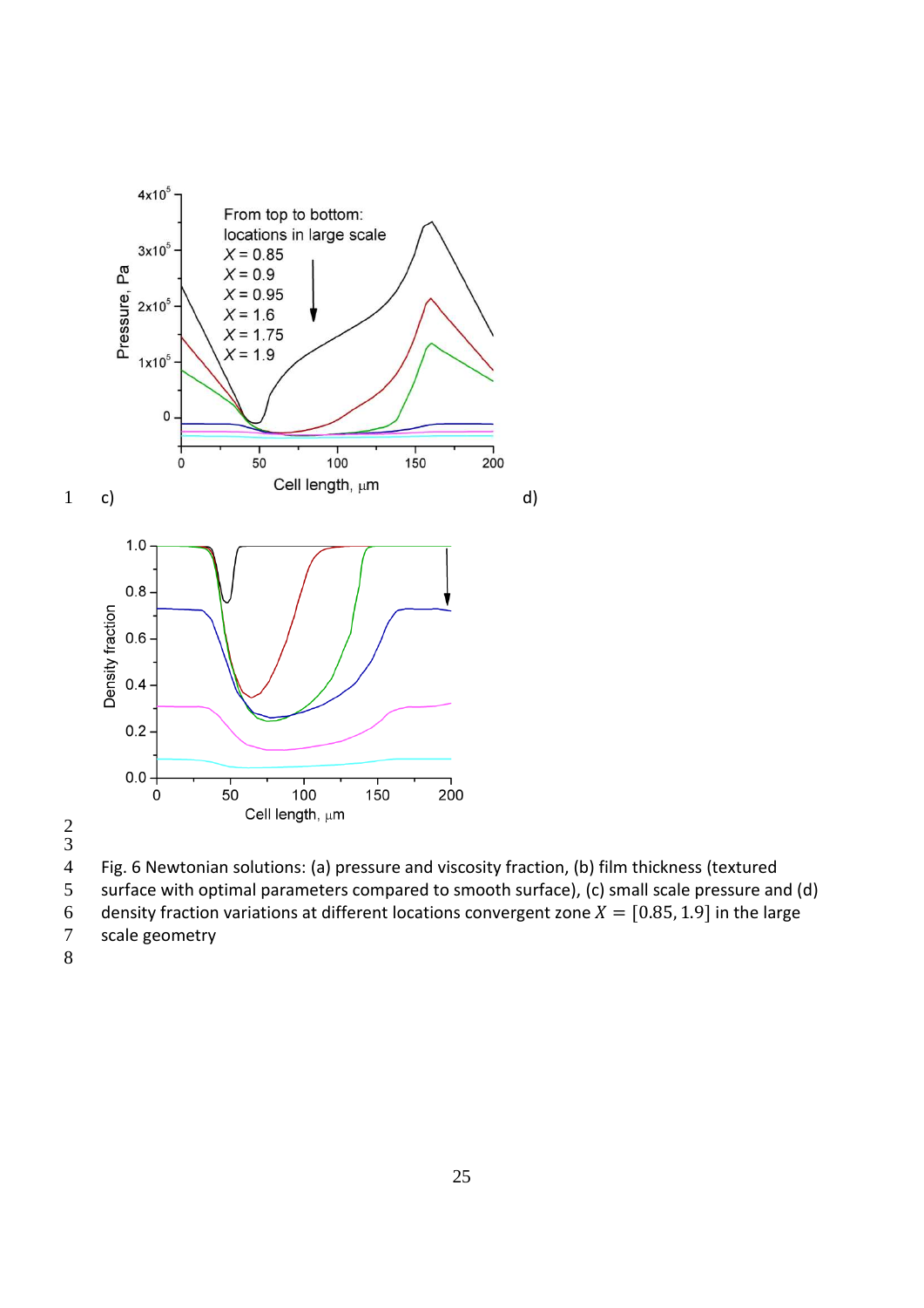c) d)

Fig. 6 Newtonian solutions: (a) pressure and viscosity fraction, (b) film thickness (textured surface with optimal parameters compared to smooth surface), (c) small scale pressure and (d) density fraction variations at different locations convergent zone $X = [0.85, 1.9]$ in the large scale geometry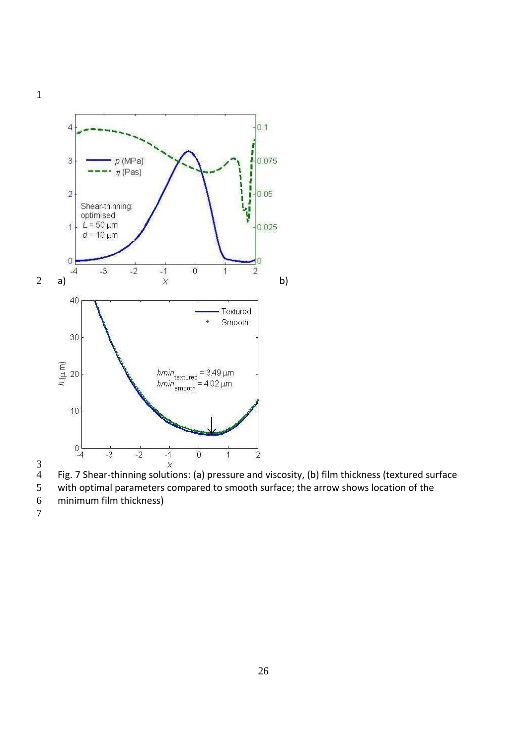Fig. 7 Shear-thinning solutions: (a) pressure and viscosity, (b) film thickness (textured surface with optimal parameters compared to smooth surface; the arrow shows location of the minimum film thickness)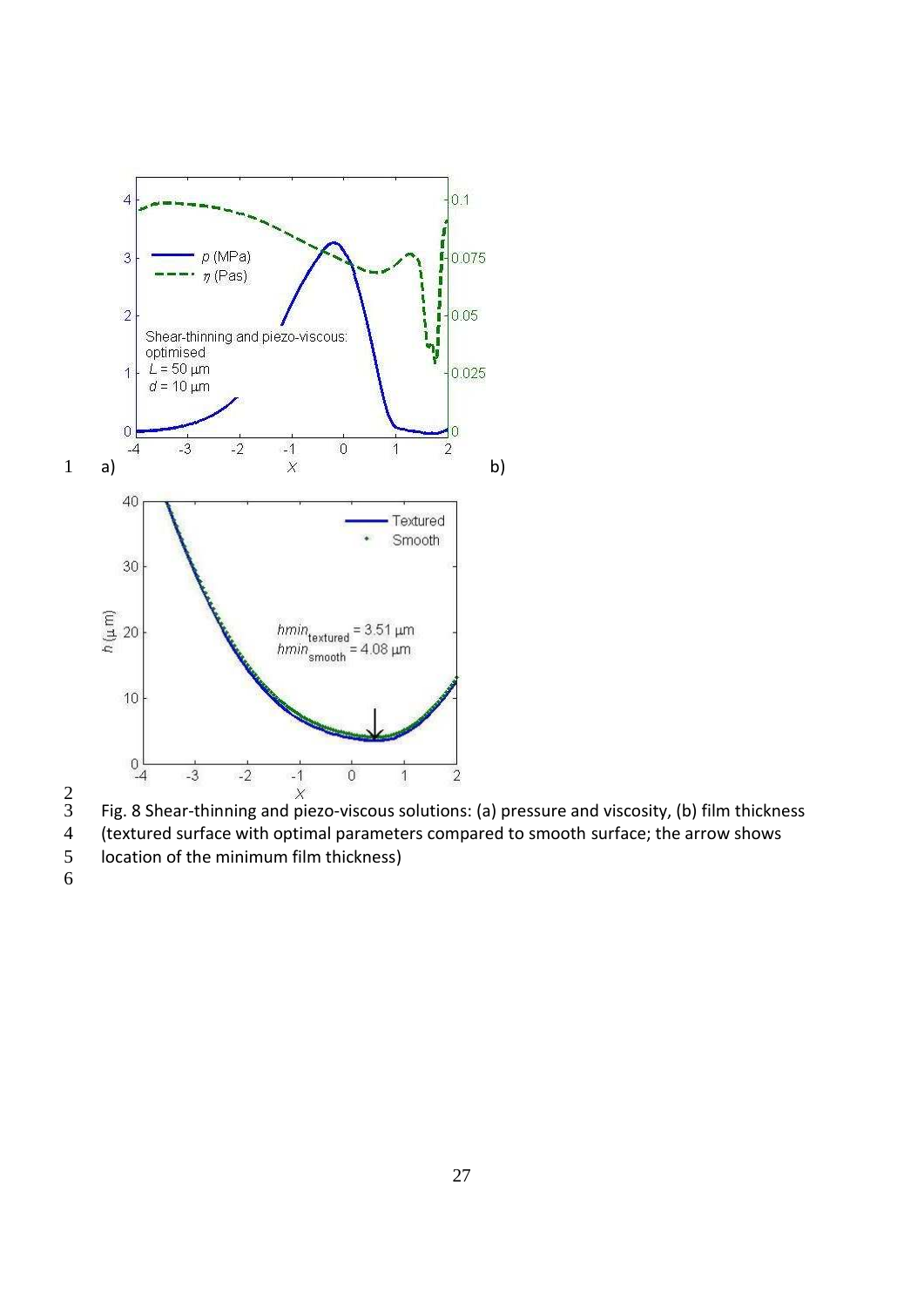a)

4
3
2
1
0

p (MPa)

η (Pas)

Shear-thinning and piezo-viscous: optimised

$L$ = 50 μm

$d$ = 10 μm

0.1
0.075
0.05
0.025
0

-4 -3 -2 -1 0 1 2

$X$

b)

40
30
20
10
0

$h$ (μm)

Textured

Smooth

$hmin_{\text{textured}}$ = 3.51 μm

$hmin_{\text{smooth}}$ = 4.08 μm

-4 -3 -2 -1 0 1 2

$X$

Fig. 8 Shear-thinning and piezo-viscous solutions: (a) pressure and viscosity, (b) film thickness (textured surface with optimal parameters compared to smooth surface; the arrow shows location of the minimum film thickness)